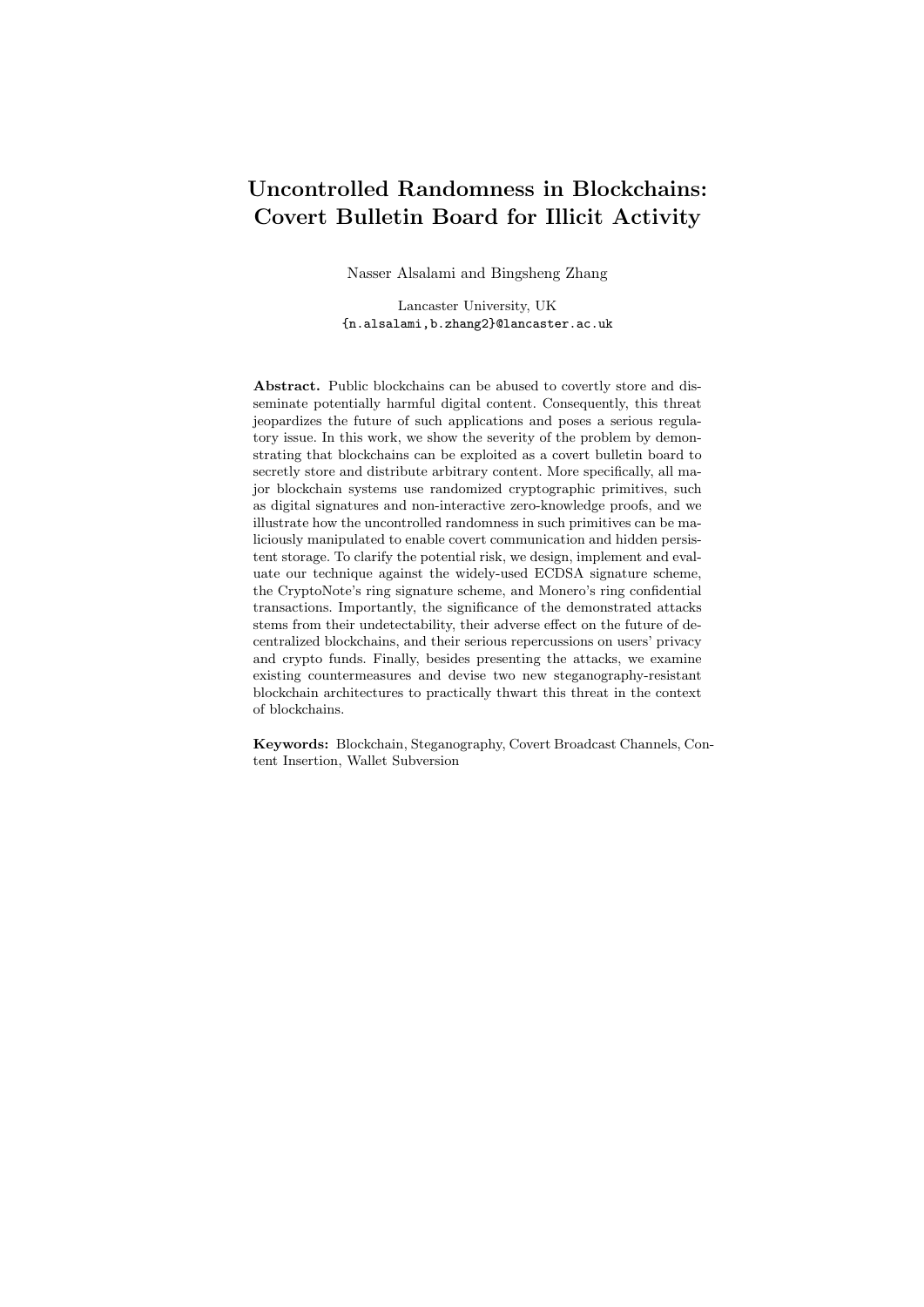# Uncontrolled Randomness in Blockchains: Covert Bulletin Board for Illicit Activity

Nasser Alsalami and Bingsheng Zhang

Lancaster University, UK
{n.alsalami,b.zhang2}@lancaster.ac.uk

**Abstract.** Public blockchains can be abused to covertly store and disseminate potentially harmful digital content. Consequently, this threat jeopardizes the future of such applications and poses a serious regulatory issue. In this work, we show the severity of the problem by demonstrating that blockchains can be exploited as a covert bulletin board to secretly store and distribute arbitrary content. More specifically, all major blockchain systems use randomized cryptographic primitives, such as digital signatures and non-interactive zero-knowledge proofs, and we illustrate how the uncontrolled randomness in such primitives can be maliciously manipulated to enable covert communication and hidden persistent storage. To clarify the potential risk, we design, implement and evaluate our technique against the widely-used ECDSA signature scheme, the CryptoNote's ring signature scheme, and Monero's ring confidential transactions. Importantly, the significance of the demonstrated attacks stems from their undetectability, their adverse effect on the future of decentralized blockchains, and their serious repercussions on users' privacy and crypto funds. Finally, besides presenting the attacks, we examine existing countermeasures and devise two new steganography-resistant blockchain architectures to practically thwart this threat in the context of blockchains.

**Keywords:** Blockchain, Steganography, Covert Broadcast Channels, Content Insertion, Wallet Subversion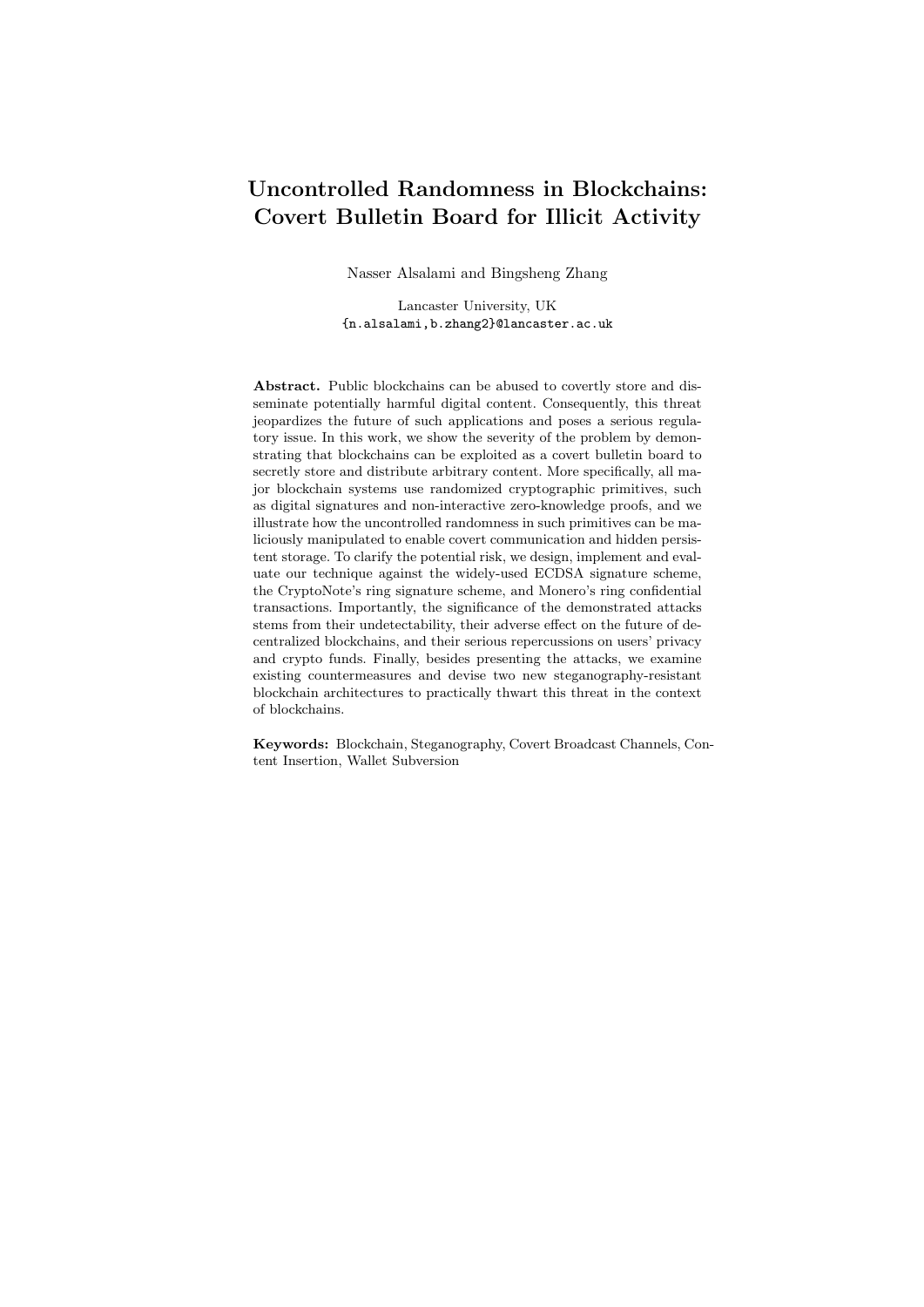# Uncontrolled Randomness in Blockchains: Covert Bulletin Board for Illicit Activity

Nasser Alsalami and Bingsheng Zhang

Lancaster University, UK
{n.alsalami,b.zhang2}@lancaster.ac.uk

**Abstract.** Public blockchains can be abused to covertly store and disseminate potentially harmful digital content. Consequently, this threat jeopardizes the future of such applications and poses a serious regulatory issue. In this work, we show the severity of the problem by demonstrating that blockchains can be exploited as a covert bulletin board to secretly store and distribute arbitrary content. More specifically, all major blockchain systems use randomized cryptographic primitives, such as digital signatures and non-interactive zero-knowledge proofs, and we illustrate how the uncontrolled randomness in such primitives can be maliciously manipulated to enable covert communication and hidden persistent storage. To clarify the potential risk, we design, implement and evaluate our technique against the widely-used ECDSA signature scheme, the CryptoNote's ring signature scheme, and Monero's ring confidential transactions. Importantly, the significance of the demonstrated attacks stems from their undetectability, their adverse effect on the future of decentralized blockchains, and their serious repercussions on users' privacy and crypto funds. Finally, besides presenting the attacks, we examine existing countermeasures and devise two new steganography-resistant blockchain architectures to practically thwart this threat in the context of blockchains.

**Keywords:** Blockchain, Steganography, Covert Broadcast Channels, Content Insertion, Wallet Subversion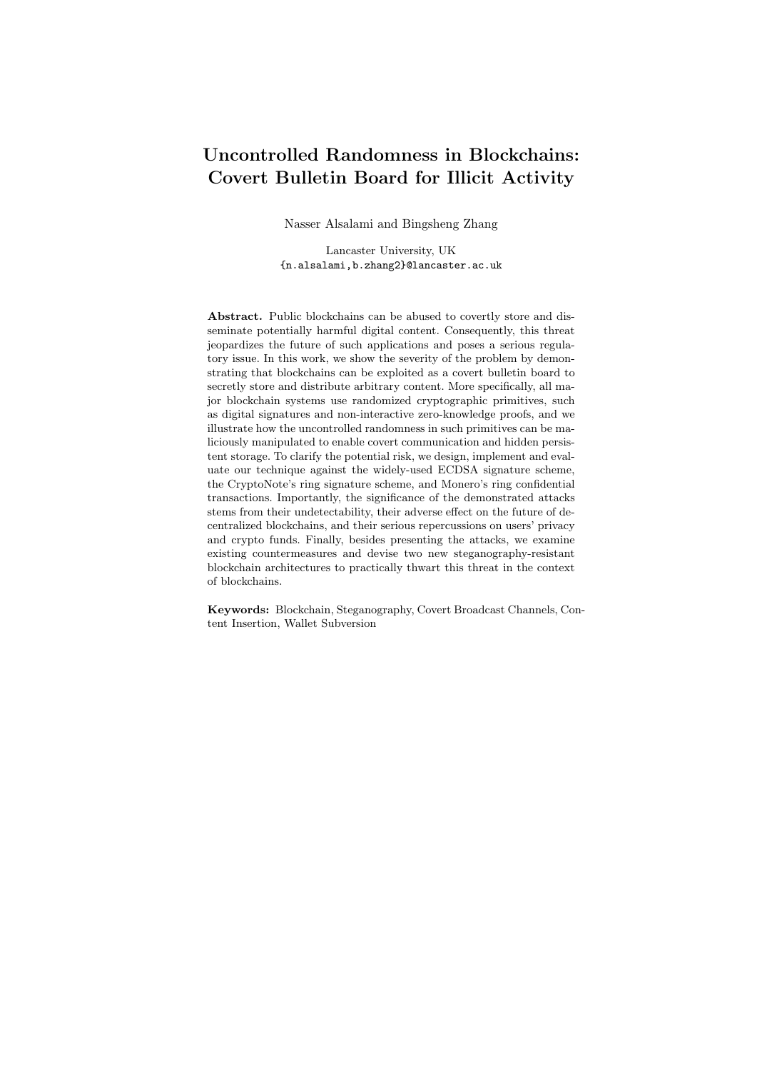# Uncontrolled Randomness in Blockchains: Covert Bulletin Board for Illicit Activity

Nasser Alsalami and Bingsheng Zhang

Lancaster University, UK
{n.alsalami,b.zhang2}@lancaster.ac.uk

**Abstract.** Public blockchains can be abused to covertly store and disseminate potentially harmful digital content. Consequently, this threat jeopardizes the future of such applications and poses a serious regulatory issue. In this work, we show the severity of the problem by demonstrating that blockchains can be exploited as a covert bulletin board to secretly store and distribute arbitrary content. More specifically, all major blockchain systems use randomized cryptographic primitives, such as digital signatures and non-interactive zero-knowledge proofs, and we illustrate how the uncontrolled randomness in such primitives can be maliciously manipulated to enable covert communication and hidden persistent storage. To clarify the potential risk, we design, implement and evaluate our technique against the widely-used ECDSA signature scheme, the CryptoNote's ring signature scheme, and Monero's ring confidential transactions. Importantly, the significance of the demonstrated attacks stems from their undetectability, their adverse effect on the future of decentralized blockchains, and their serious repercussions on users' privacy and crypto funds. Finally, besides presenting the attacks, we examine existing countermeasures and devise two new steganography-resistant blockchain architectures to practically thwart this threat in the context of blockchains.

**Keywords:** Blockchain, Steganography, Covert Broadcast Channels, Content Insertion, Wallet Subversion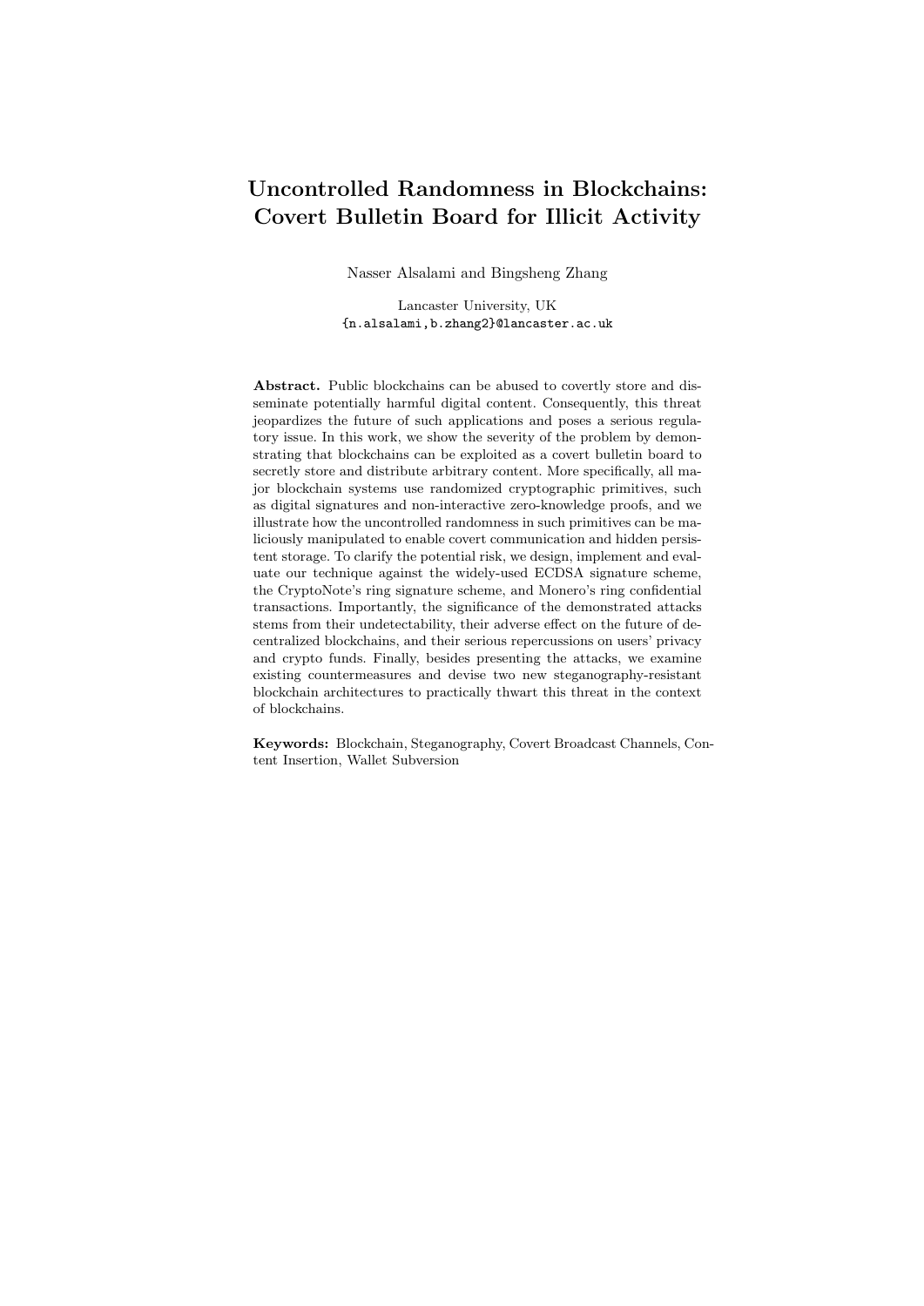# Uncontrolled Randomness in Blockchains: Covert Bulletin Board for Illicit Activity

Nasser Alsalami and Bingsheng Zhang

Lancaster University, UK
{n.alsalami,b.zhang2}@lancaster.ac.uk

**Abstract.** Public blockchains can be abused to covertly store and disseminate potentially harmful digital content. Consequently, this threat jeopardizes the future of such applications and poses a serious regulatory issue. In this work, we show the severity of the problem by demonstrating that blockchains can be exploited as a covert bulletin board to secretly store and distribute arbitrary content. More specifically, all major blockchain systems use randomized cryptographic primitives, such as digital signatures and non-interactive zero-knowledge proofs, and we illustrate how the uncontrolled randomness in such primitives can be maliciously manipulated to enable covert communication and hidden persistent storage. To clarify the potential risk, we design, implement and evaluate our technique against the widely-used ECDSA signature scheme, the CryptoNote's ring signature scheme, and Monero's ring confidential transactions. Importantly, the significance of the demonstrated attacks stems from their undetectability, their adverse effect on the future of decentralized blockchains, and their serious repercussions on users' privacy and crypto funds. Finally, besides presenting the attacks, we examine existing countermeasures and devise two new steganography-resistant blockchain architectures to practically thwart this threat in the context of blockchains.

**Keywords:** Blockchain, Steganography, Covert Broadcast Channels, Content Insertion, Wallet Subversion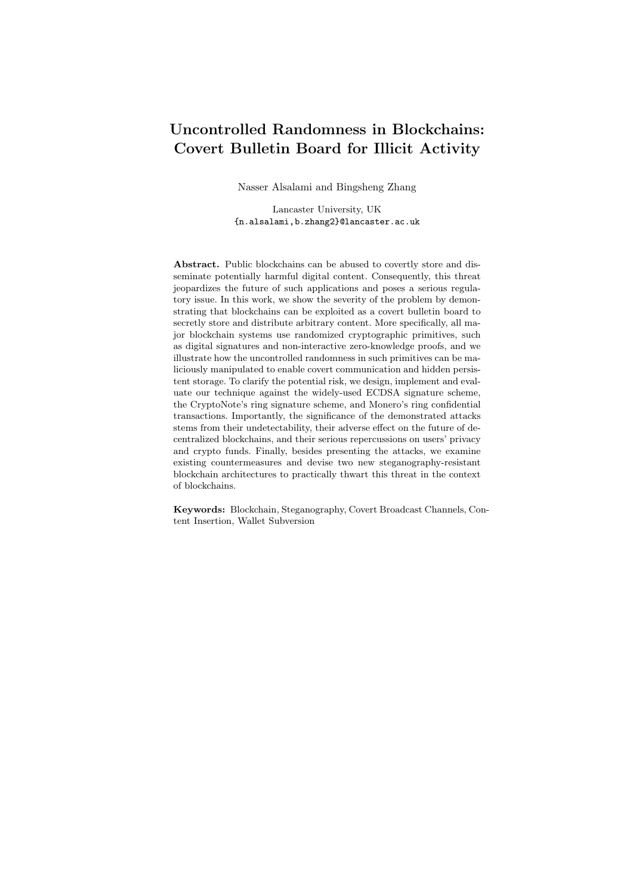# Uncontrolled Randomness in Blockchains: Covert Bulletin Board for Illicit Activity

Nasser Alsalami and Bingsheng Zhang

Lancaster University, UK
{n.alsalami,b.zhang2}@lancaster.ac.uk

**Abstract.** Public blockchains can be abused to covertly store and disseminate potentially harmful digital content. Consequently, this threat jeopardizes the future of such applications and poses a serious regulatory issue. In this work, we show the severity of the problem by demonstrating that blockchains can be exploited as a covert bulletin board to secretly store and distribute arbitrary content. More specifically, all major blockchain systems use randomized cryptographic primitives, such as digital signatures and non-interactive zero-knowledge proofs, and we illustrate how the uncontrolled randomness in such primitives can be maliciously manipulated to enable covert communication and hidden persistent storage. To clarify the potential risk, we design, implement and evaluate our technique against the widely-used ECDSA signature scheme, the CryptoNote's ring signature scheme, and Monero's ring confidential transactions. Importantly, the significance of the demonstrated attacks stems from their undetectability, their adverse effect on the future of decentralized blockchains, and their serious repercussions on users' privacy and crypto funds. Finally, besides presenting the attacks, we examine existing countermeasures and devise two new steganography-resistant blockchain architectures to practically thwart this threat in the context of blockchains.

**Keywords:** Blockchain, Steganography, Covert Broadcast Channels, Content Insertion, Wallet Subversion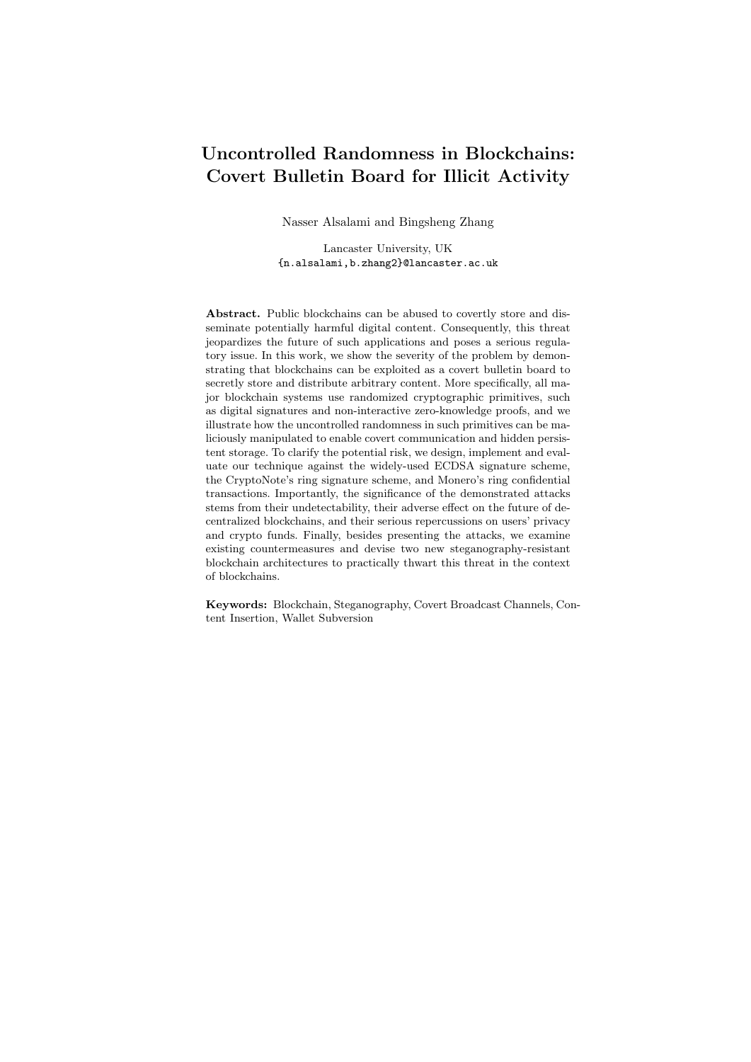# Uncontrolled Randomness in Blockchains: Covert Bulletin Board for Illicit Activity

Nasser Alsalami and Bingsheng Zhang

Lancaster University, UK
{n.alsalami,b.zhang2}@lancaster.ac.uk

**Abstract.** Public blockchains can be abused to covertly store and disseminate potentially harmful digital content. Consequently, this threat jeopardizes the future of such applications and poses a serious regulatory issue. In this work, we show the severity of the problem by demonstrating that blockchains can be exploited as a covert bulletin board to secretly store and distribute arbitrary content. More specifically, all major blockchain systems use randomized cryptographic primitives, such as digital signatures and non-interactive zero-knowledge proofs, and we illustrate how the uncontrolled randomness in such primitives can be maliciously manipulated to enable covert communication and hidden persistent storage. To clarify the potential risk, we design, implement and evaluate our technique against the widely-used ECDSA signature scheme, the CryptoNote's ring signature scheme, and Monero's ring confidential transactions. Importantly, the significance of the demonstrated attacks stems from their undetectability, their adverse effect on the future of decentralized blockchains, and their serious repercussions on users' privacy and crypto funds. Finally, besides presenting the attacks, we examine existing countermeasures and devise two new steganography-resistant blockchain architectures to practically thwart this threat in the context of blockchains.

**Keywords:** Blockchain, Steganography, Covert Broadcast Channels, Content Insertion, Wallet Subversion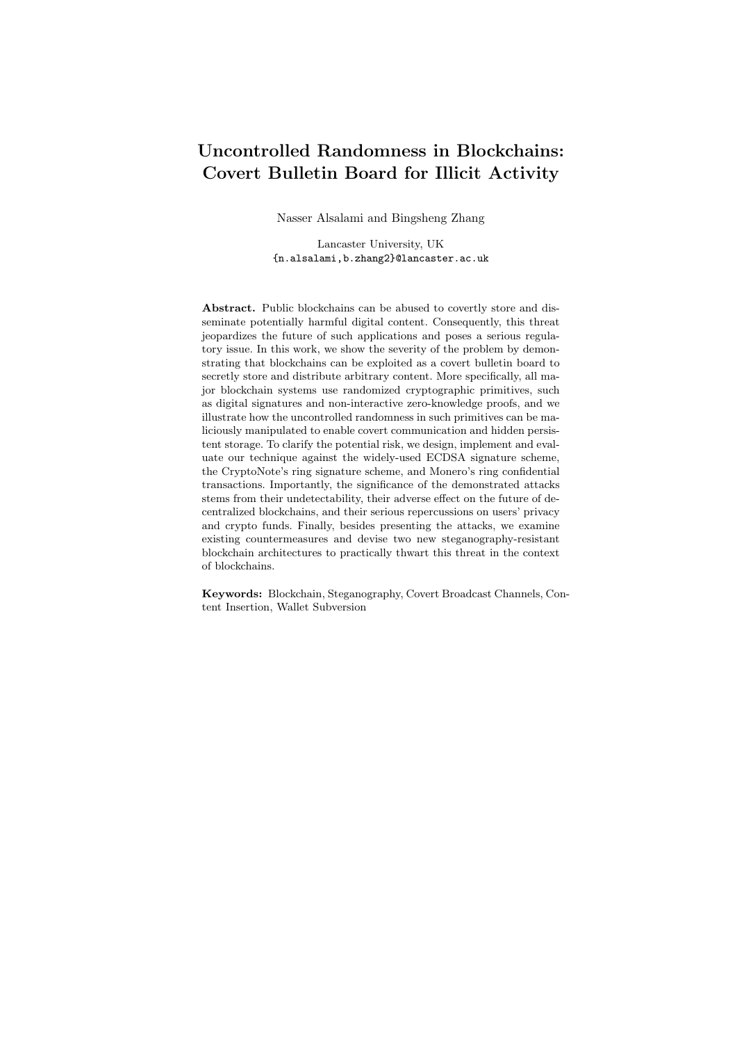# Uncontrolled Randomness in Blockchains: Covert Bulletin Board for Illicit Activity

Nasser Alsalami and Bingsheng Zhang

Lancaster University, UK
{n.alsalami,b.zhang2}@lancaster.ac.uk

**Abstract.** Public blockchains can be abused to covertly store and disseminate potentially harmful digital content. Consequently, this threat jeopardizes the future of such applications and poses a serious regulatory issue. In this work, we show the severity of the problem by demonstrating that blockchains can be exploited as a covert bulletin board to secretly store and distribute arbitrary content. More specifically, all major blockchain systems use randomized cryptographic primitives, such as digital signatures and non-interactive zero-knowledge proofs, and we illustrate how the uncontrolled randomness in such primitives can be maliciously manipulated to enable covert communication and hidden persistent storage. To clarify the potential risk, we design, implement and evaluate our technique against the widely-used ECDSA signature scheme, the CryptoNote's ring signature scheme, and Monero's ring confidential transactions. Importantly, the significance of the demonstrated attacks stems from their undetectability, their adverse effect on the future of decentralized blockchains, and their serious repercussions on users' privacy and crypto funds. Finally, besides presenting the attacks, we examine existing countermeasures and devise two new steganography-resistant blockchain architectures to practically thwart this threat in the context of blockchains.

**Keywords:** Blockchain, Steganography, Covert Broadcast Channels, Content Insertion, Wallet Subversion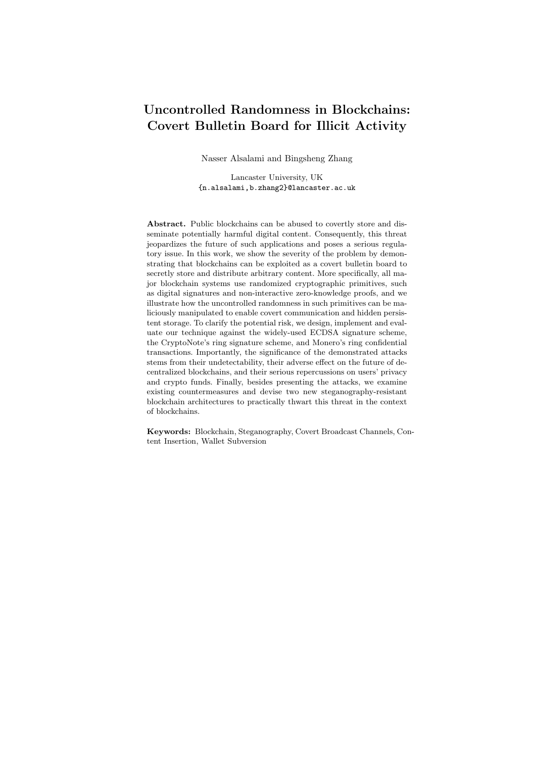# Uncontrolled Randomness in Blockchains: Covert Bulletin Board for Illicit Activity

Nasser Alsalami and Bingsheng Zhang

Lancaster University, UK
{n.alsalami,b.zhang2}@lancaster.ac.uk

**Abstract.** Public blockchains can be abused to covertly store and disseminate potentially harmful digital content. Consequently, this threat jeopardizes the future of such applications and poses a serious regulatory issue. In this work, we show the severity of the problem by demonstrating that blockchains can be exploited as a covert bulletin board to secretly store and distribute arbitrary content. More specifically, all major blockchain systems use randomized cryptographic primitives, such as digital signatures and non-interactive zero-knowledge proofs, and we illustrate how the uncontrolled randomness in such primitives can be maliciously manipulated to enable covert communication and hidden persistent storage. To clarify the potential risk, we design, implement and evaluate our technique against the widely-used ECDSA signature scheme, the CryptoNote's ring signature scheme, and Monero's ring confidential transactions. Importantly, the significance of the demonstrated attacks stems from their undetectability, their adverse effect on the future of decentralized blockchains, and their serious repercussions on users' privacy and crypto funds. Finally, besides presenting the attacks, we examine existing countermeasures and devise two new steganography-resistant blockchain architectures to practically thwart this threat in the context of blockchains.

**Keywords:** Blockchain, Steganography, Covert Broadcast Channels, Content Insertion, Wallet Subversion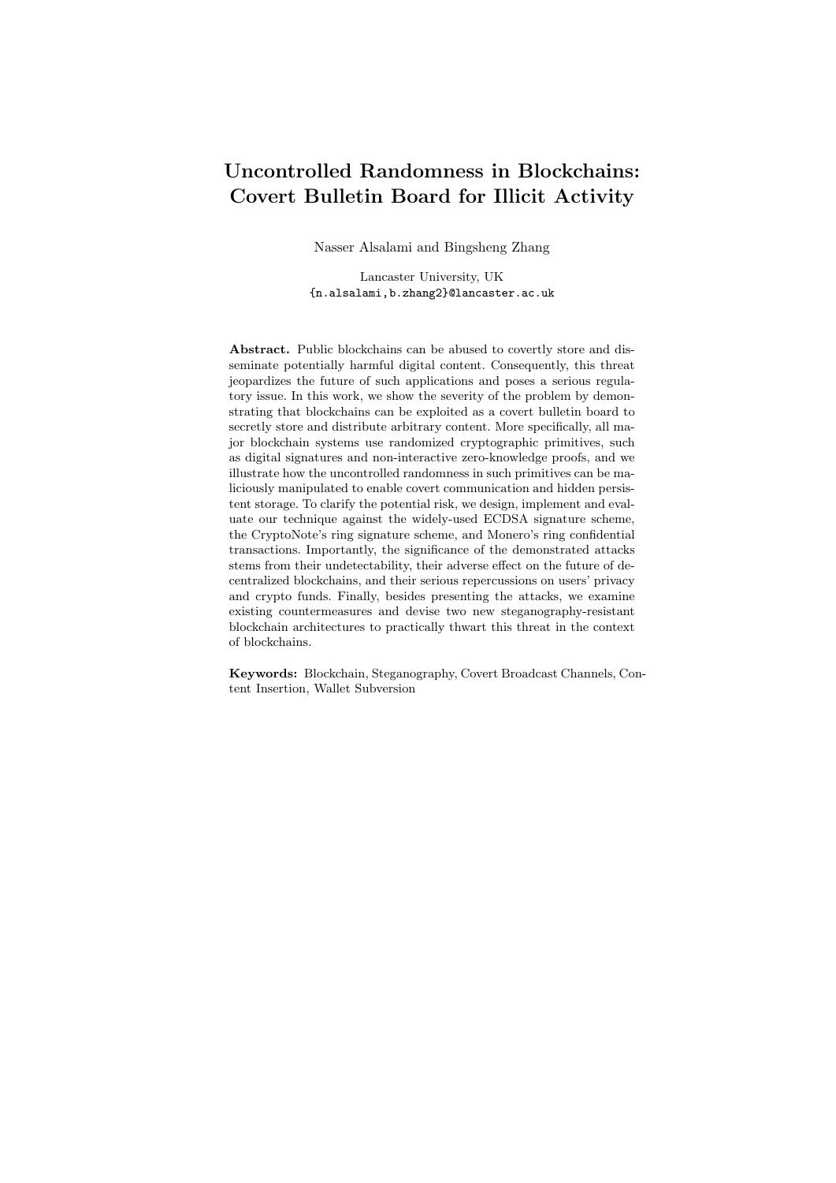# Uncontrolled Randomness in Blockchains: Covert Bulletin Board for Illicit Activity

Nasser Alsalami and Bingsheng Zhang

Lancaster University, UK
{n.alsalami,b.zhang2}@lancaster.ac.uk

**Abstract.** Public blockchains can be abused to covertly store and disseminate potentially harmful digital content. Consequently, this threat jeopardizes the future of such applications and poses a serious regulatory issue. In this work, we show the severity of the problem by demonstrating that blockchains can be exploited as a covert bulletin board to secretly store and distribute arbitrary content. More specifically, all major blockchain systems use randomized cryptographic primitives, such as digital signatures and non-interactive zero-knowledge proofs, and we illustrate how the uncontrolled randomness in such primitives can be maliciously manipulated to enable covert communication and hidden persistent storage. To clarify the potential risk, we design, implement and evaluate our technique against the widely-used ECDSA signature scheme, the CryptoNote's ring signature scheme, and Monero's ring confidential transactions. Importantly, the significance of the demonstrated attacks stems from their undetectability, their adverse effect on the future of decentralized blockchains, and their serious repercussions on users' privacy and crypto funds. Finally, besides presenting the attacks, we examine existing countermeasures and devise two new steganography-resistant blockchain architectures to practically thwart this threat in the context of blockchains.

**Keywords:** Blockchain, Steganography, Covert Broadcast Channels, Content Insertion, Wallet Subversion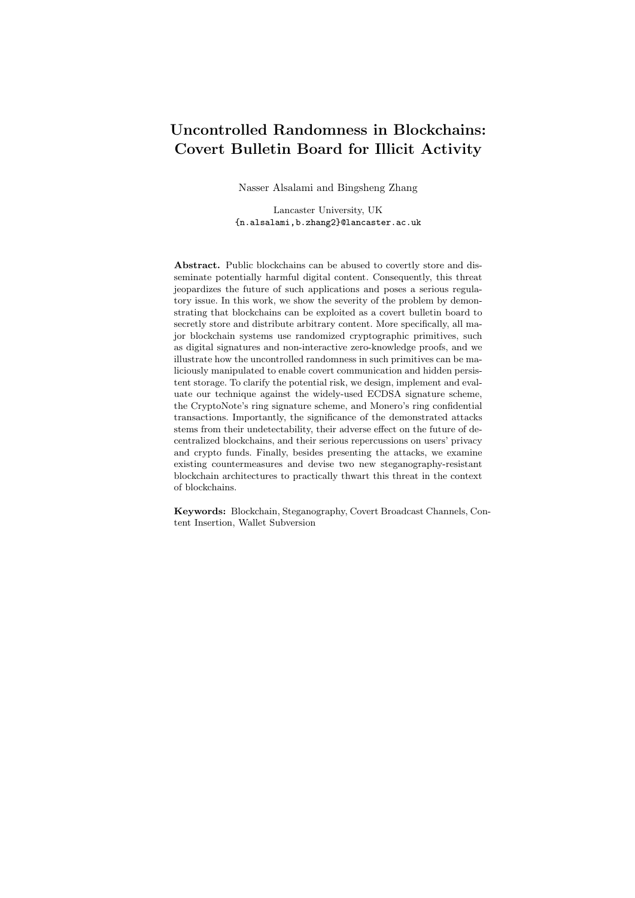# Uncontrolled Randomness in Blockchains: Covert Bulletin Board for Illicit Activity

Nasser Alsalami and Bingsheng Zhang

Lancaster University, UK
{n.alsalami,b.zhang2}@lancaster.ac.uk

**Abstract.** Public blockchains can be abused to covertly store and disseminate potentially harmful digital content. Consequently, this threat jeopardizes the future of such applications and poses a serious regulatory issue. In this work, we show the severity of the problem by demonstrating that blockchains can be exploited as a covert bulletin board to secretly store and distribute arbitrary content. More specifically, all major blockchain systems use randomized cryptographic primitives, such as digital signatures and non-interactive zero-knowledge proofs, and we illustrate how the uncontrolled randomness in such primitives can be maliciously manipulated to enable covert communication and hidden persistent storage. To clarify the potential risk, we design, implement and evaluate our technique against the widely-used ECDSA signature scheme, the CryptoNote's ring signature scheme, and Monero's ring confidential transactions. Importantly, the significance of the demonstrated attacks stems from their undetectability, their adverse effect on the future of decentralized blockchains, and their serious repercussions on users' privacy and crypto funds. Finally, besides presenting the attacks, we examine existing countermeasures and devise two new steganography-resistant blockchain architectures to practically thwart this threat in the context of blockchains.

**Keywords:** Blockchain, Steganography, Covert Broadcast Channels, Content Insertion, Wallet Subversion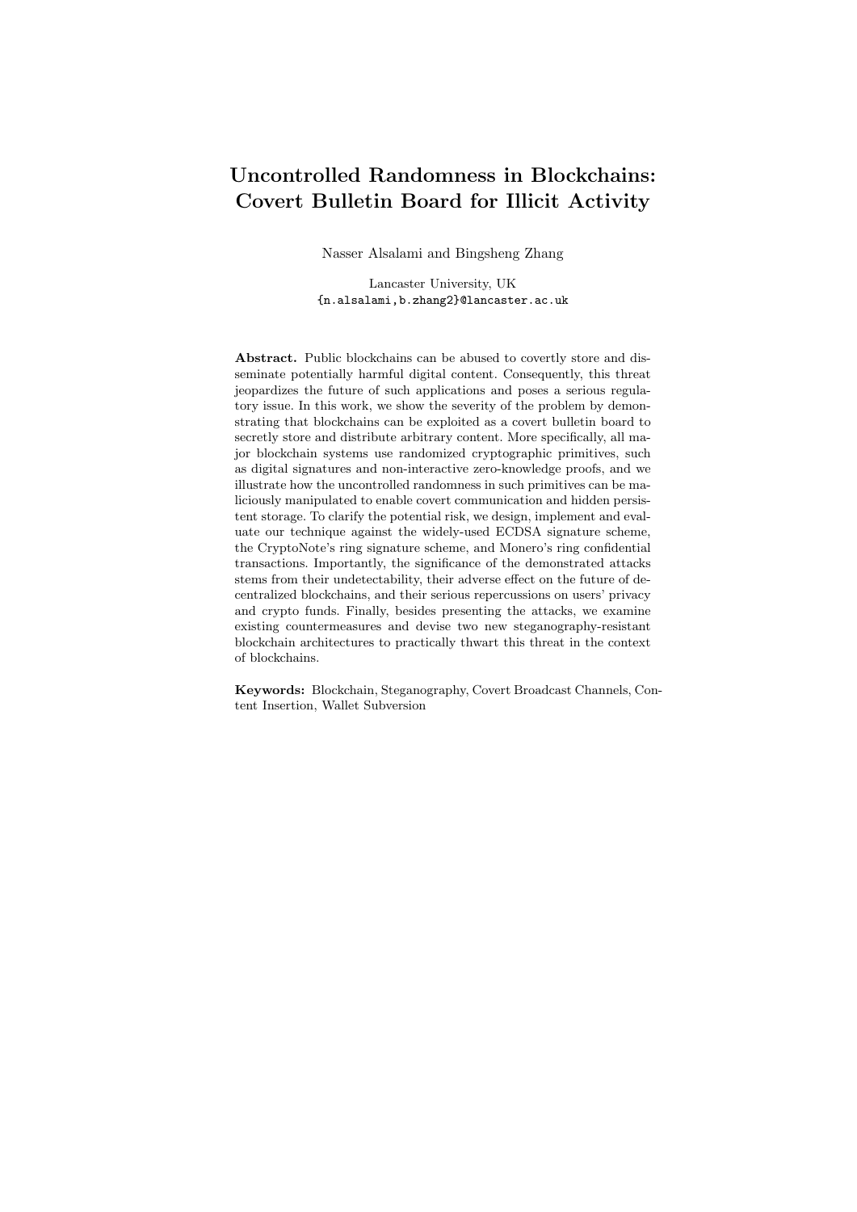# Uncontrolled Randomness in Blockchains: Covert Bulletin Board for Illicit Activity

Nasser Alsalami and Bingsheng Zhang

Lancaster University, UK
{n.alsalami,b.zhang2}@lancaster.ac.uk

**Abstract.** Public blockchains can be abused to covertly store and disseminate potentially harmful digital content. Consequently, this threat jeopardizes the future of such applications and poses a serious regulatory issue. In this work, we show the severity of the problem by demonstrating that blockchains can be exploited as a covert bulletin board to secretly store and distribute arbitrary content. More specifically, all major blockchain systems use randomized cryptographic primitives, such as digital signatures and non-interactive zero-knowledge proofs, and we illustrate how the uncontrolled randomness in such primitives can be maliciously manipulated to enable covert communication and hidden persistent storage. To clarify the potential risk, we design, implement and evaluate our technique against the widely-used ECDSA signature scheme, the CryptoNote's ring signature scheme, and Monero's ring confidential transactions. Importantly, the significance of the demonstrated attacks stems from their undetectability, their adverse effect on the future of decentralized blockchains, and their serious repercussions on users' privacy and crypto funds. Finally, besides presenting the attacks, we examine existing countermeasures and devise two new steganography-resistant blockchain architectures to practically thwart this threat in the context of blockchains.

**Keywords:** Blockchain, Steganography, Covert Broadcast Channels, Content Insertion, Wallet Subversion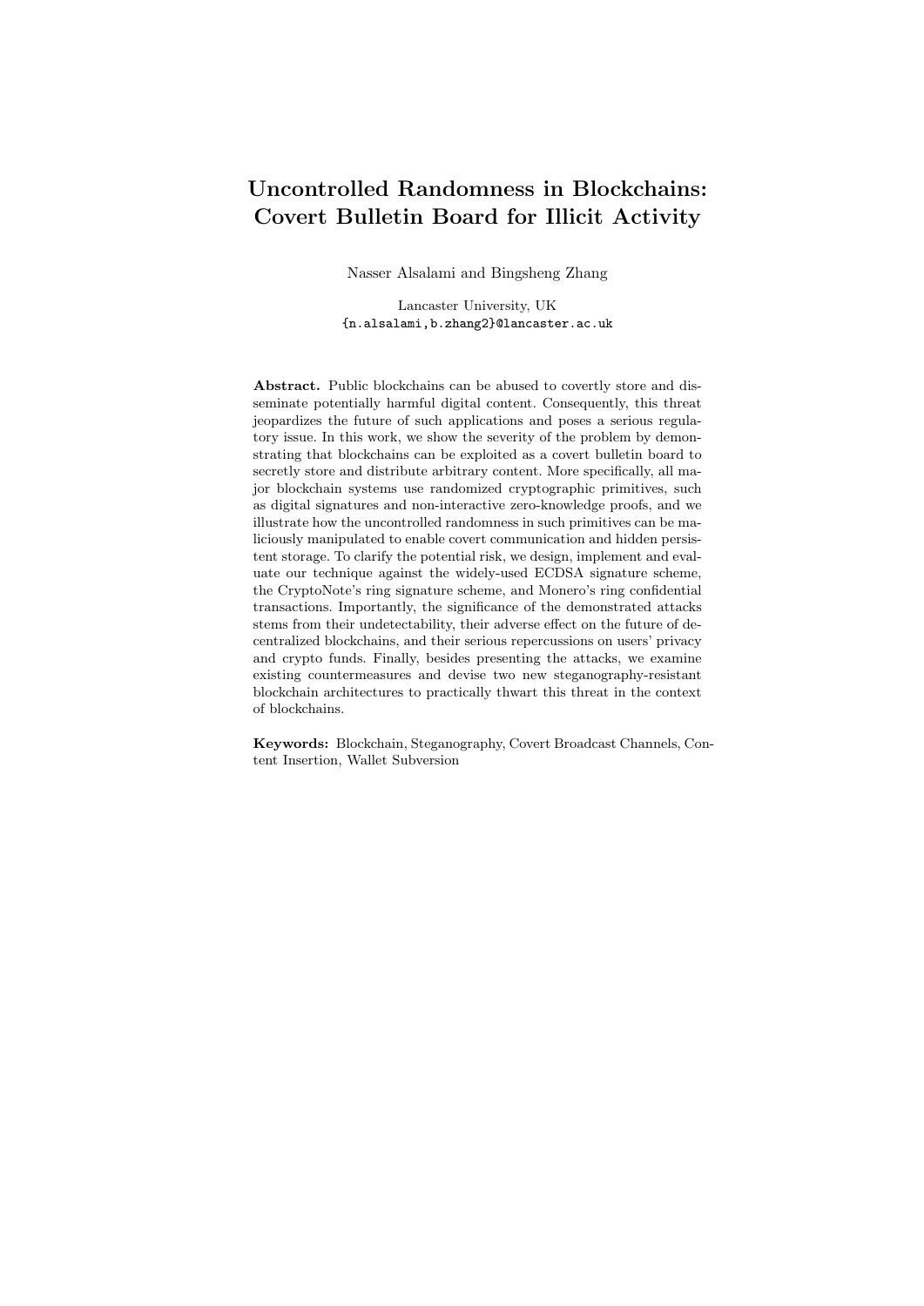# Uncontrolled Randomness in Blockchains: Covert Bulletin Board for Illicit Activity

Nasser Alsalami and Bingsheng Zhang

Lancaster University, UK
{n.alsalami,b.zhang2}@lancaster.ac.uk

**Abstract.** Public blockchains can be abused to covertly store and disseminate potentially harmful digital content. Consequently, this threat jeopardizes the future of such applications and poses a serious regulatory issue. In this work, we show the severity of the problem by demonstrating that blockchains can be exploited as a covert bulletin board to secretly store and distribute arbitrary content. More specifically, all major blockchain systems use randomized cryptographic primitives, such as digital signatures and non-interactive zero-knowledge proofs, and we illustrate how the uncontrolled randomness in such primitives can be maliciously manipulated to enable covert communication and hidden persistent storage. To clarify the potential risk, we design, implement and evaluate our technique against the widely-used ECDSA signature scheme, the CryptoNote's ring signature scheme, and Monero's ring confidential transactions. Importantly, the significance of the demonstrated attacks stems from their undetectability, their adverse effect on the future of decentralized blockchains, and their serious repercussions on users' privacy and crypto funds. Finally, besides presenting the attacks, we examine existing countermeasures and devise two new steganography-resistant blockchain architectures to practically thwart this threat in the context of blockchains.

**Keywords:** Blockchain, Steganography, Covert Broadcast Channels, Content Insertion, Wallet Subversion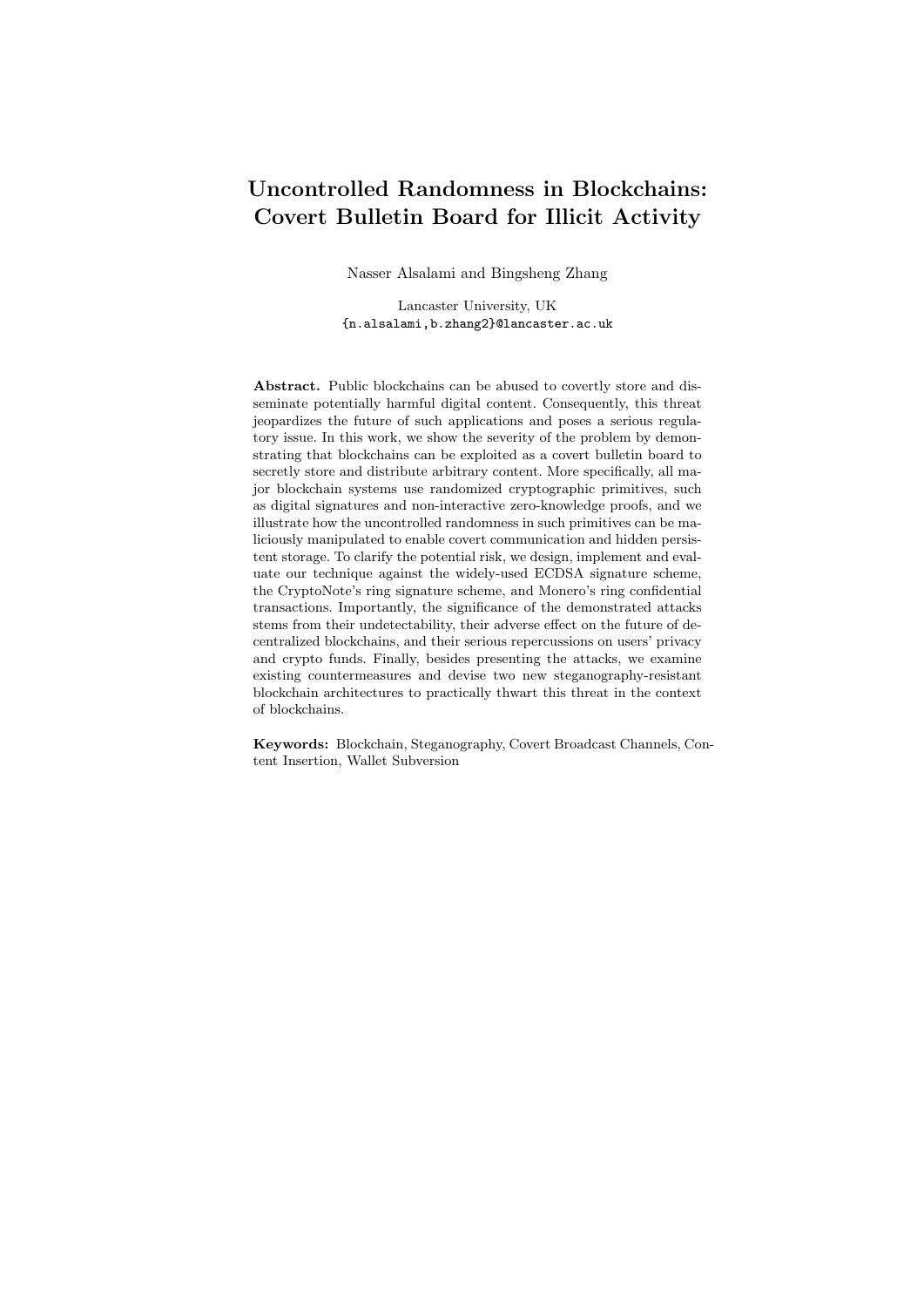# Uncontrolled Randomness in Blockchains: Covert Bulletin Board for Illicit Activity

Nasser Alsalami and Bingsheng Zhang

Lancaster University, UK
{n.alsalami,b.zhang2}@lancaster.ac.uk

**Abstract.** Public blockchains can be abused to covertly store and disseminate potentially harmful digital content. Consequently, this threat jeopardizes the future of such applications and poses a serious regulatory issue. In this work, we show the severity of the problem by demonstrating that blockchains can be exploited as a covert bulletin board to secretly store and distribute arbitrary content. More specifically, all major blockchain systems use randomized cryptographic primitives, such as digital signatures and non-interactive zero-knowledge proofs, and we illustrate how the uncontrolled randomness in such primitives can be maliciously manipulated to enable covert communication and hidden persistent storage. To clarify the potential risk, we design, implement and evaluate our technique against the widely-used ECDSA signature scheme, the CryptoNote's ring signature scheme, and Monero's ring confidential transactions. Importantly, the significance of the demonstrated attacks stems from their undetectability, their adverse effect on the future of decentralized blockchains, and their serious repercussions on users' privacy and crypto funds. Finally, besides presenting the attacks, we examine existing countermeasures and devise two new steganography-resistant blockchain architectures to practically thwart this threat in the context of blockchains.

**Keywords:** Blockchain, Steganography, Covert Broadcast Channels, Content Insertion, Wallet Subversion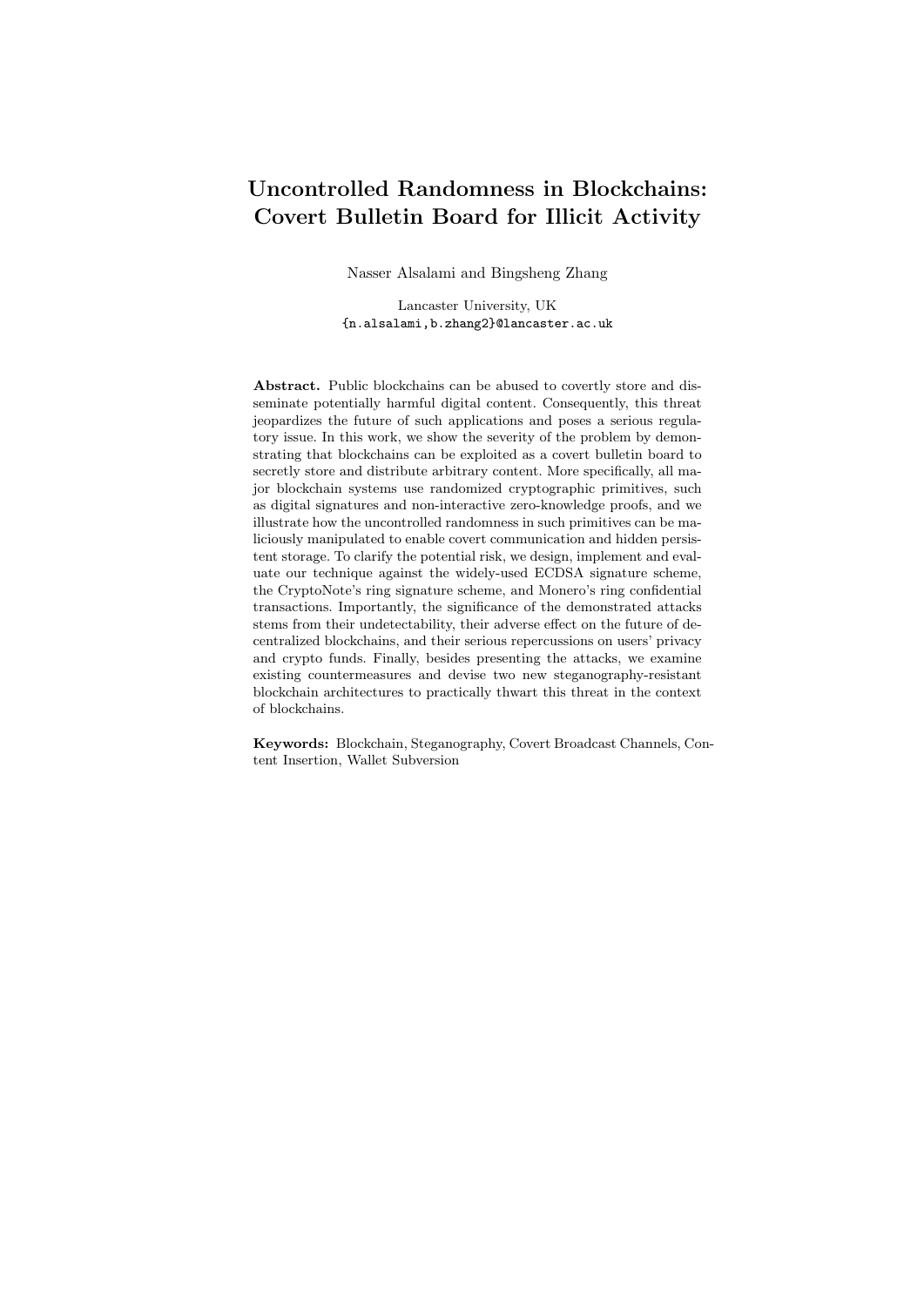# Uncontrolled Randomness in Blockchains: Covert Bulletin Board for Illicit Activity

Nasser Alsalami and Bingsheng Zhang

Lancaster University, UK
{n.alsalami,b.zhang2}@lancaster.ac.uk

**Abstract.** Public blockchains can be abused to covertly store and disseminate potentially harmful digital content. Consequently, this threat jeopardizes the future of such applications and poses a serious regulatory issue. In this work, we show the severity of the problem by demonstrating that blockchains can be exploited as a covert bulletin board to secretly store and distribute arbitrary content. More specifically, all major blockchain systems use randomized cryptographic primitives, such as digital signatures and non-interactive zero-knowledge proofs, and we illustrate how the uncontrolled randomness in such primitives can be maliciously manipulated to enable covert communication and hidden persistent storage. To clarify the potential risk, we design, implement and evaluate our technique against the widely-used ECDSA signature scheme, the CryptoNote's ring signature scheme, and Monero's ring confidential transactions. Importantly, the significance of the demonstrated attacks stems from their undetectability, their adverse effect on the future of decentralized blockchains, and their serious repercussions on users' privacy and crypto funds. Finally, besides presenting the attacks, we examine existing countermeasures and devise two new steganography-resistant blockchain architectures to practically thwart this threat in the context of blockchains.

**Keywords:** Blockchain, Steganography, Covert Broadcast Channels, Content Insertion, Wallet Subversion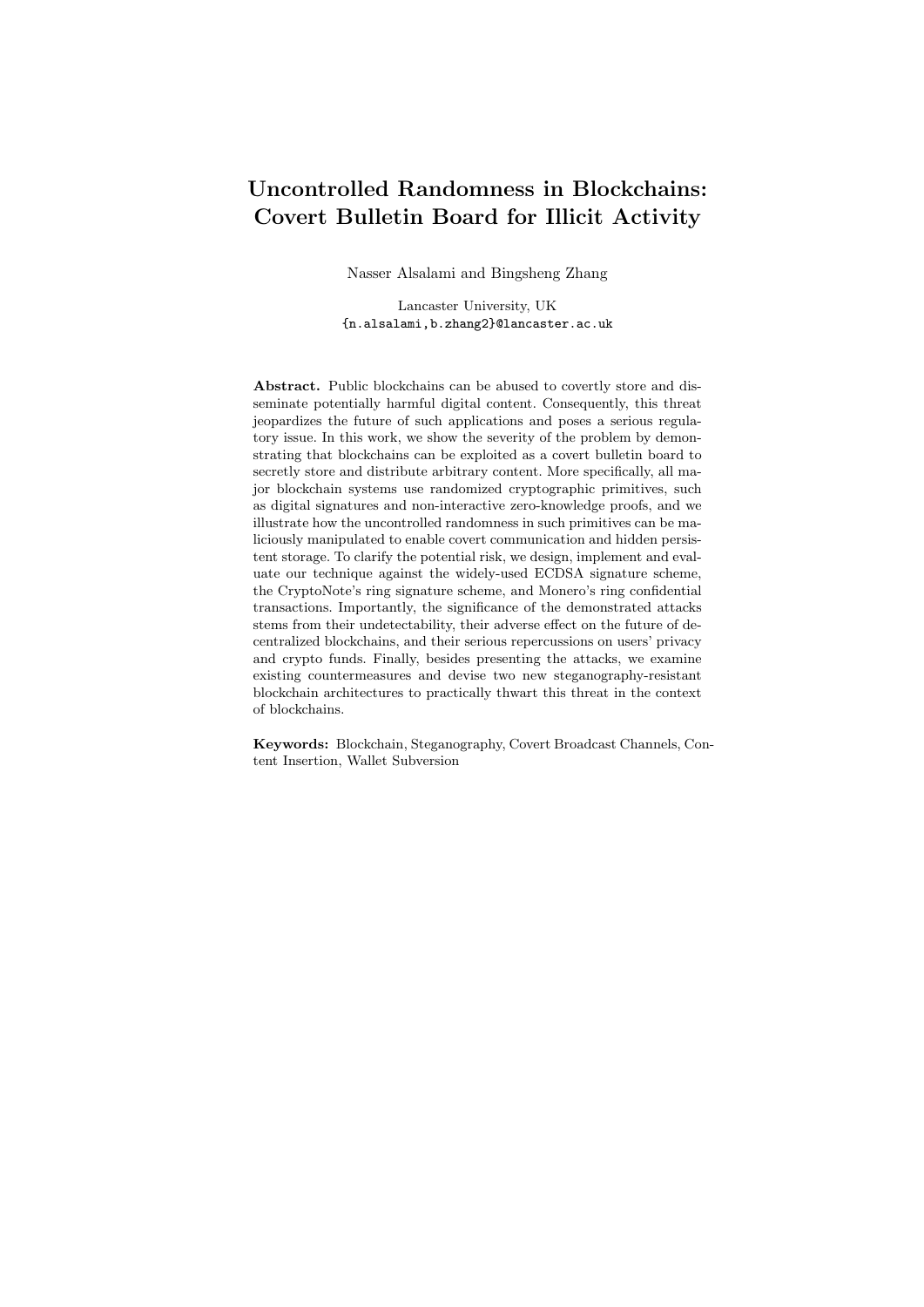# Uncontrolled Randomness in Blockchains: Covert Bulletin Board for Illicit Activity

Nasser Alsalami and Bingsheng Zhang

Lancaster University, UK
{n.alsalami,b.zhang2}@lancaster.ac.uk

**Abstract.** Public blockchains can be abused to covertly store and disseminate potentially harmful digital content. Consequently, this threat jeopardizes the future of such applications and poses a serious regulatory issue. In this work, we show the severity of the problem by demonstrating that blockchains can be exploited as a covert bulletin board to secretly store and distribute arbitrary content. More specifically, all major blockchain systems use randomized cryptographic primitives, such as digital signatures and non-interactive zero-knowledge proofs, and we illustrate how the uncontrolled randomness in such primitives can be maliciously manipulated to enable covert communication and hidden persistent storage. To clarify the potential risk, we design, implement and evaluate our technique against the widely-used ECDSA signature scheme, the CryptoNote's ring signature scheme, and Monero's ring confidential transactions. Importantly, the significance of the demonstrated attacks stems from their undetectability, their adverse effect on the future of decentralized blockchains, and their serious repercussions on users' privacy and crypto funds. Finally, besides presenting the attacks, we examine existing countermeasures and devise two new steganography-resistant blockchain architectures to practically thwart this threat in the context of blockchains.

**Keywords:** Blockchain, Steganography, Covert Broadcast Channels, Content Insertion, Wallet Subversion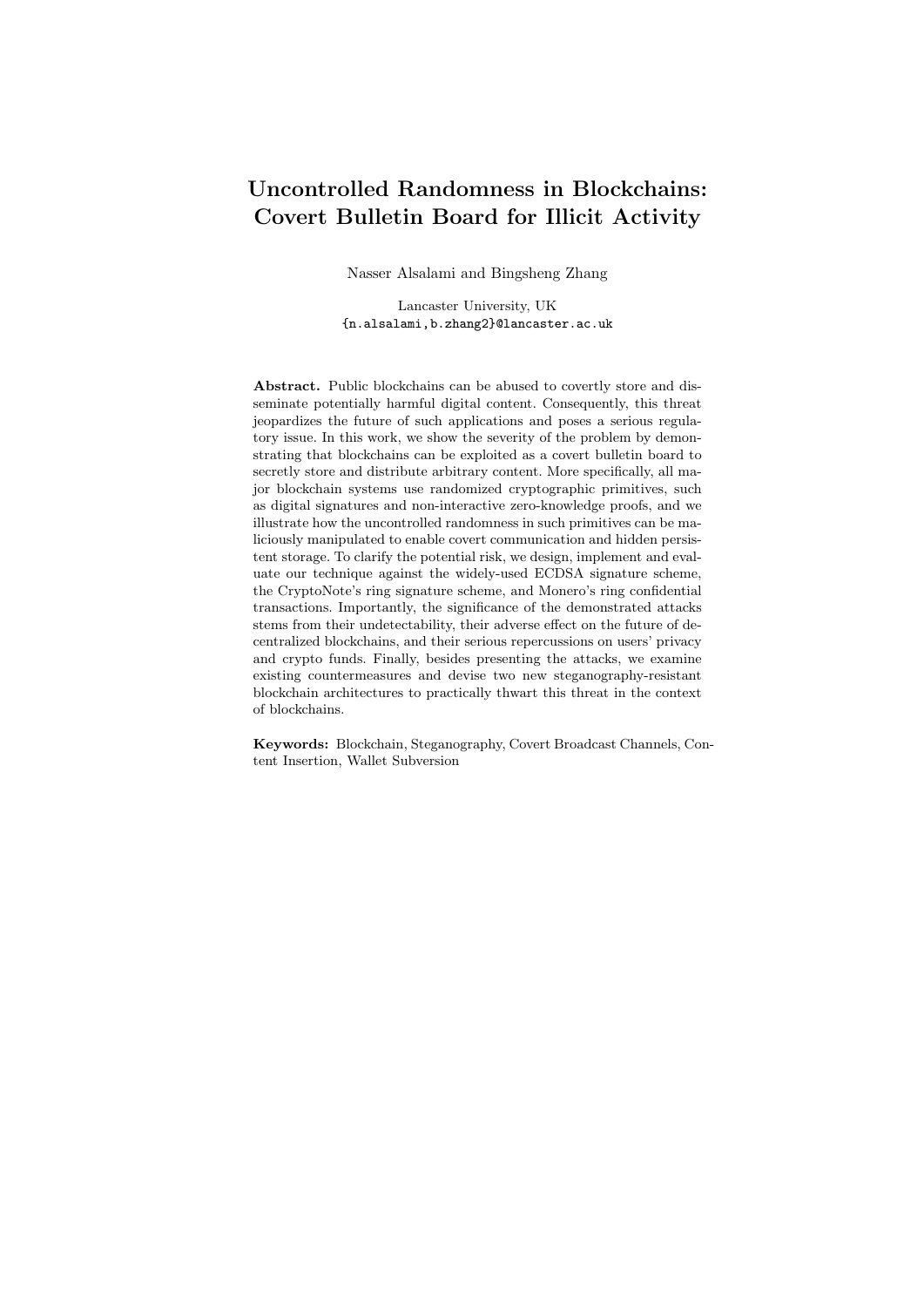# Uncontrolled Randomness in Blockchains: Covert Bulletin Board for Illicit Activity

Nasser Alsalami and Bingsheng Zhang

Lancaster University, UK
{n.alsalami,b.zhang2}@lancaster.ac.uk

**Abstract.** Public blockchains can be abused to covertly store and disseminate potentially harmful digital content. Consequently, this threat jeopardizes the future of such applications and poses a serious regulatory issue. In this work, we show the severity of the problem by demonstrating that blockchains can be exploited as a covert bulletin board to secretly store and distribute arbitrary content. More specifically, all major blockchain systems use randomized cryptographic primitives, such as digital signatures and non-interactive zero-knowledge proofs, and we illustrate how the uncontrolled randomness in such primitives can be maliciously manipulated to enable covert communication and hidden persistent storage. To clarify the potential risk, we design, implement and evaluate our technique against the widely-used ECDSA signature scheme, the CryptoNote's ring signature scheme, and Monero's ring confidential transactions. Importantly, the significance of the demonstrated attacks stems from their undetectability, their adverse effect on the future of decentralized blockchains, and their serious repercussions on users' privacy and crypto funds. Finally, besides presenting the attacks, we examine existing countermeasures and devise two new steganography-resistant blockchain architectures to practically thwart this threat in the context of blockchains.

**Keywords:** Blockchain, Steganography, Covert Broadcast Channels, Content Insertion, Wallet Subversion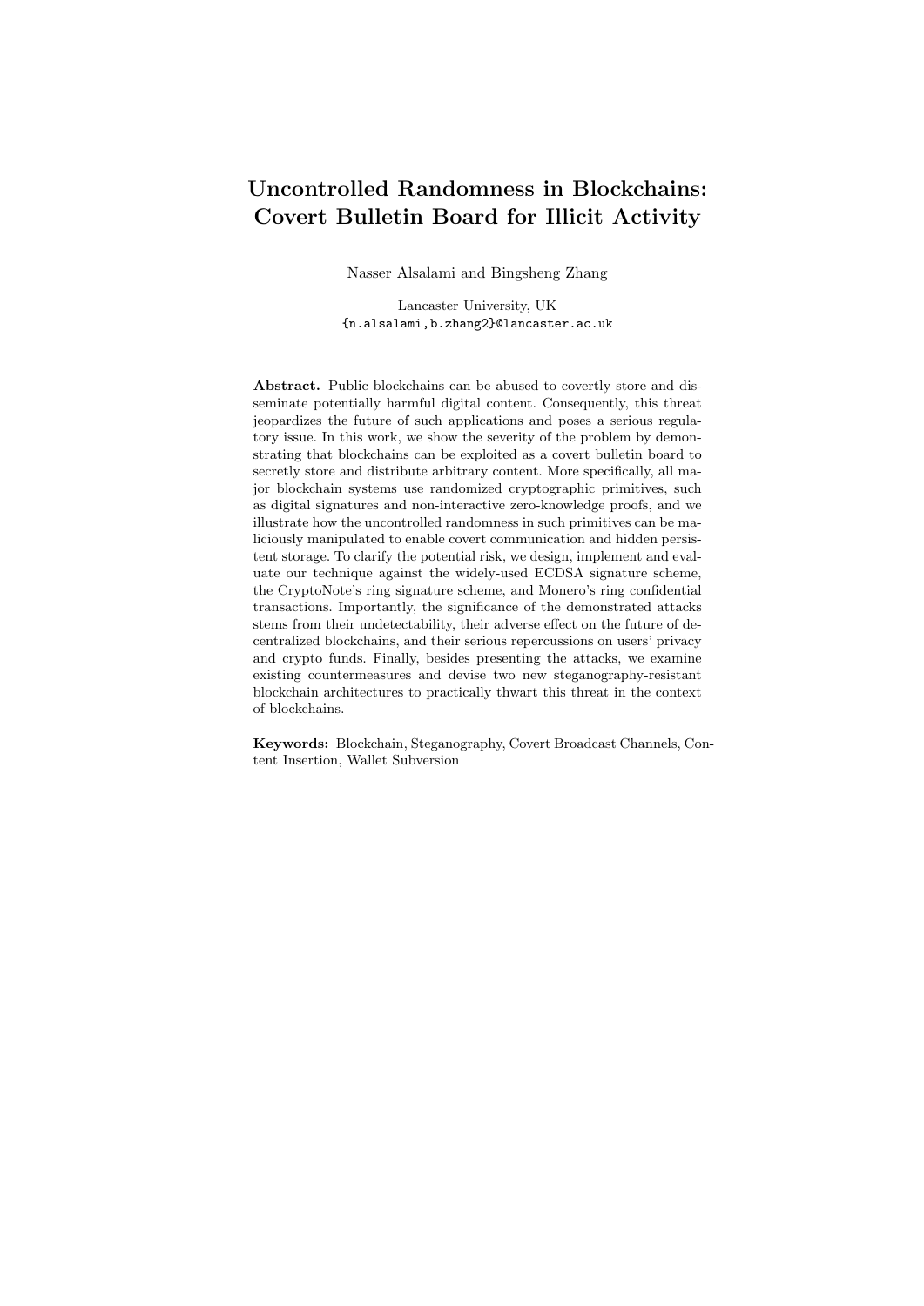# Uncontrolled Randomness in Blockchains: Covert Bulletin Board for Illicit Activity

Nasser Alsalami and Bingsheng Zhang

Lancaster University, UK
{n.alsalami,b.zhang2}@lancaster.ac.uk

**Abstract.** Public blockchains can be abused to covertly store and disseminate potentially harmful digital content. Consequently, this threat jeopardizes the future of such applications and poses a serious regulatory issue. In this work, we show the severity of the problem by demonstrating that blockchains can be exploited as a covert bulletin board to secretly store and distribute arbitrary content. More specifically, all major blockchain systems use randomized cryptographic primitives, such as digital signatures and non-interactive zero-knowledge proofs, and we illustrate how the uncontrolled randomness in such primitives can be maliciously manipulated to enable covert communication and hidden persistent storage. To clarify the potential risk, we design, implement and evaluate our technique against the widely-used ECDSA signature scheme, the CryptoNote's ring signature scheme, and Monero's ring confidential transactions. Importantly, the significance of the demonstrated attacks stems from their undetectability, their adverse effect on the future of decentralized blockchains, and their serious repercussions on users' privacy and crypto funds. Finally, besides presenting the attacks, we examine existing countermeasures and devise two new steganography-resistant blockchain architectures to practically thwart this threat in the context of blockchains.

**Keywords:** Blockchain, Steganography, Covert Broadcast Channels, Content Insertion, Wallet Subversion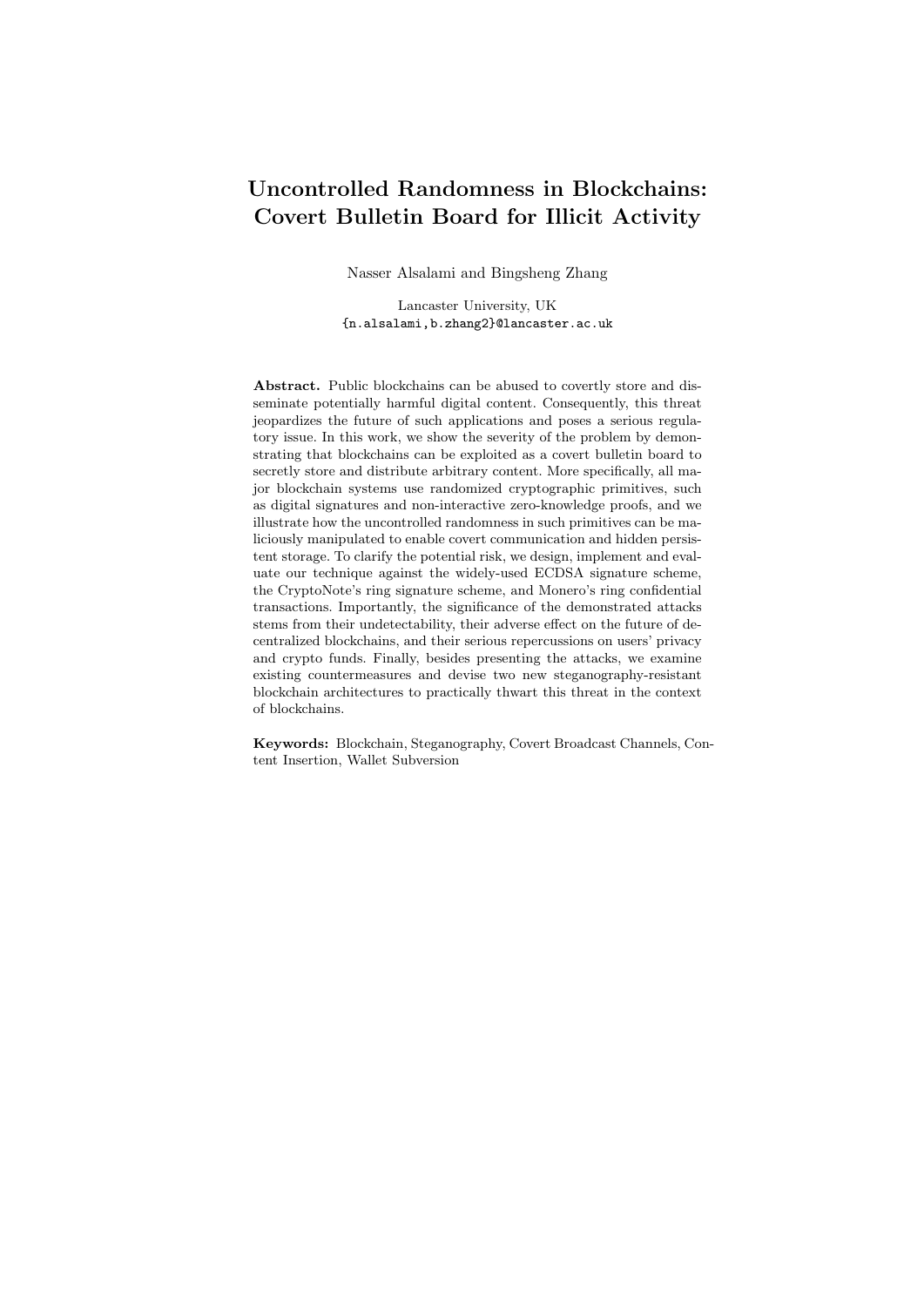# Uncontrolled Randomness in Blockchains: Covert Bulletin Board for Illicit Activity

Nasser Alsalami and Bingsheng Zhang

Lancaster University, UK
{n.alsalami,b.zhang2}@lancaster.ac.uk

**Abstract.** Public blockchains can be abused to covertly store and disseminate potentially harmful digital content. Consequently, this threat jeopardizes the future of such applications and poses a serious regulatory issue. In this work, we show the severity of the problem by demonstrating that blockchains can be exploited as a covert bulletin board to secretly store and distribute arbitrary content. More specifically, all major blockchain systems use randomized cryptographic primitives, such as digital signatures and non-interactive zero-knowledge proofs, and we illustrate how the uncontrolled randomness in such primitives can be maliciously manipulated to enable covert communication and hidden persistent storage. To clarify the potential risk, we design, implement and evaluate our technique against the widely-used ECDSA signature scheme, the CryptoNote's ring signature scheme, and Monero's ring confidential transactions. Importantly, the significance of the demonstrated attacks stems from their undetectability, their adverse effect on the future of decentralized blockchains, and their serious repercussions on users' privacy and crypto funds. Finally, besides presenting the attacks, we examine existing countermeasures and devise two new steganography-resistant blockchain architectures to practically thwart this threat in the context of blockchains.

**Keywords:** Blockchain, Steganography, Covert Broadcast Channels, Content Insertion, Wallet Subversion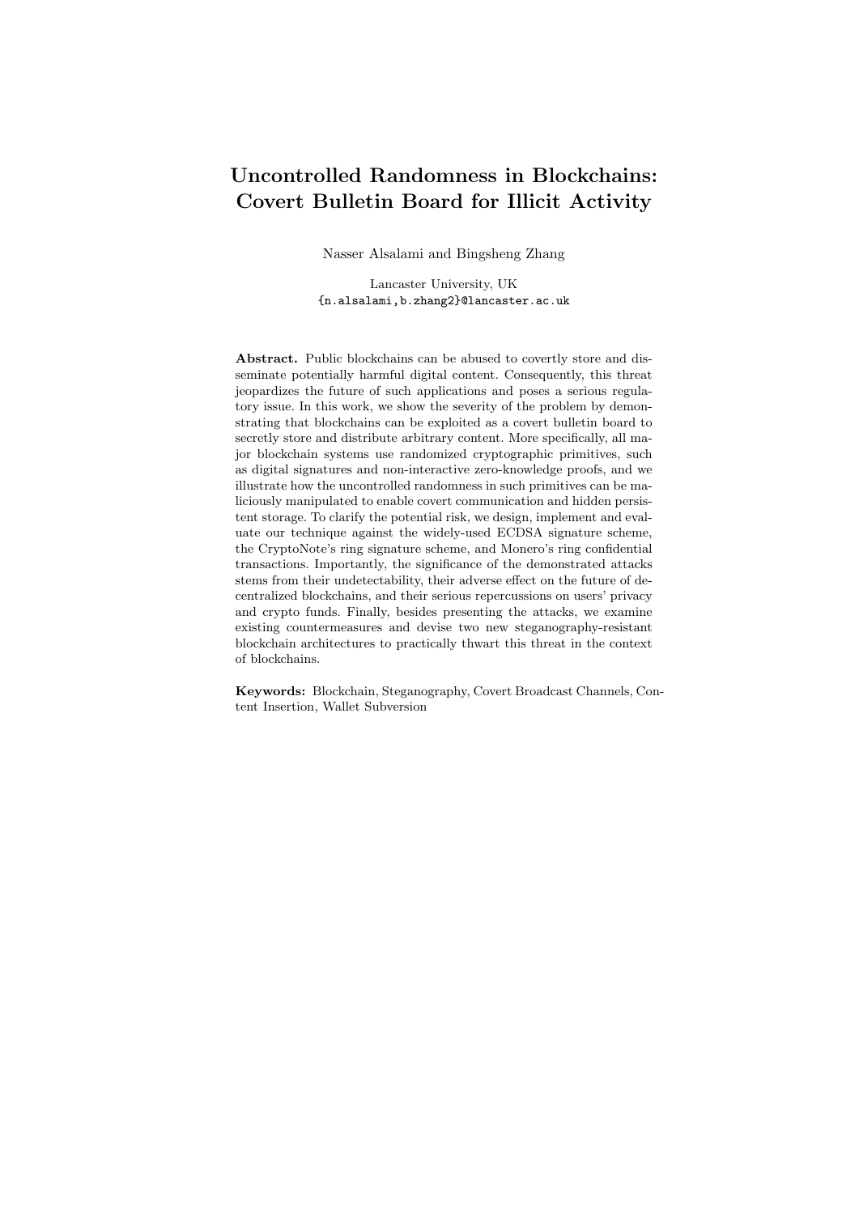# Uncontrolled Randomness in Blockchains: Covert Bulletin Board for Illicit Activity

Nasser Alsalami and Bingsheng Zhang

Lancaster University, UK
{n.alsalami,b.zhang2}@lancaster.ac.uk

**Abstract.** Public blockchains can be abused to covertly store and disseminate potentially harmful digital content. Consequently, this threat jeopardizes the future of such applications and poses a serious regulatory issue. In this work, we show the severity of the problem by demonstrating that blockchains can be exploited as a covert bulletin board to secretly store and distribute arbitrary content. More specifically, all major blockchain systems use randomized cryptographic primitives, such as digital signatures and non-interactive zero-knowledge proofs, and we illustrate how the uncontrolled randomness in such primitives can be maliciously manipulated to enable covert communication and hidden persistent storage. To clarify the potential risk, we design, implement and evaluate our technique against the widely-used ECDSA signature scheme, the CryptoNote's ring signature scheme, and Monero's ring confidential transactions. Importantly, the significance of the demonstrated attacks stems from their undetectability, their adverse effect on the future of decentralized blockchains, and their serious repercussions on users' privacy and crypto funds. Finally, besides presenting the attacks, we examine existing countermeasures and devise two new steganography-resistant blockchain architectures to practically thwart this threat in the context of blockchains.

**Keywords:** Blockchain, Steganography, Covert Broadcast Channels, Content Insertion, Wallet Subversion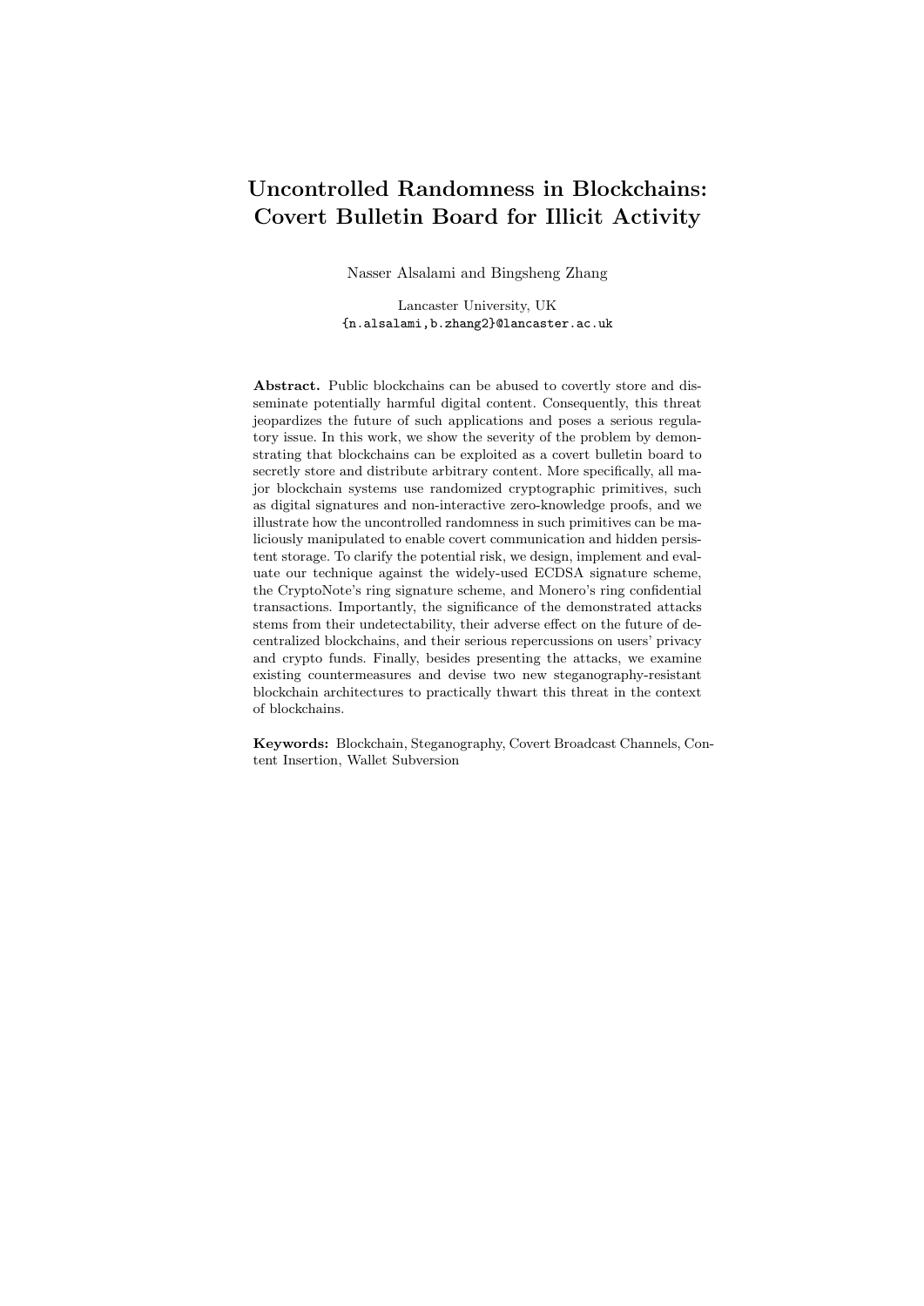# Uncontrolled Randomness in Blockchains: Covert Bulletin Board for Illicit Activity

Nasser Alsalami and Bingsheng Zhang

Lancaster University, UK
{n.alsalami,b.zhang2}@lancaster.ac.uk

**Abstract.** Public blockchains can be abused to covertly store and disseminate potentially harmful digital content. Consequently, this threat jeopardizes the future of such applications and poses a serious regulatory issue. In this work, we show the severity of the problem by demonstrating that blockchains can be exploited as a covert bulletin board to secretly store and distribute arbitrary content. More specifically, all major blockchain systems use randomized cryptographic primitives, such as digital signatures and non-interactive zero-knowledge proofs, and we illustrate how the uncontrolled randomness in such primitives can be maliciously manipulated to enable covert communication and hidden persistent storage. To clarify the potential risk, we design, implement and evaluate our technique against the widely-used ECDSA signature scheme, the CryptoNote's ring signature scheme, and Monero's ring confidential transactions. Importantly, the significance of the demonstrated attacks stems from their undetectability, their adverse effect on the future of decentralized blockchains, and their serious repercussions on users' privacy and crypto funds. Finally, besides presenting the attacks, we examine existing countermeasures and devise two new steganography-resistant blockchain architectures to practically thwart this threat in the context of blockchains.

**Keywords:** Blockchain, Steganography, Covert Broadcast Channels, Content Insertion, Wallet Subversion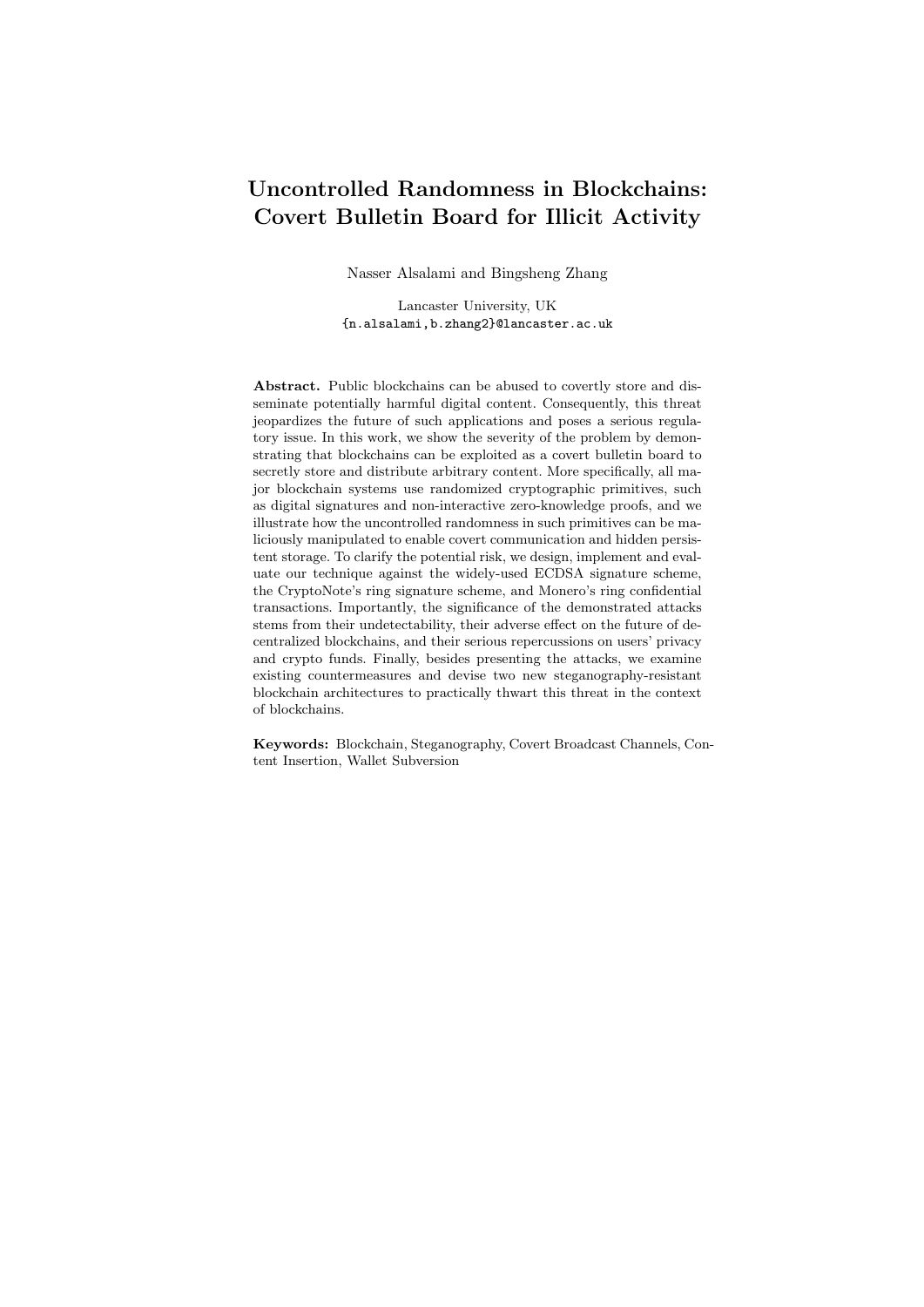# Uncontrolled Randomness in Blockchains: Covert Bulletin Board for Illicit Activity

Nasser Alsalami and Bingsheng Zhang

Lancaster University, UK
{n.alsalami,b.zhang2}@lancaster.ac.uk

**Abstract.** Public blockchains can be abused to covertly store and disseminate potentially harmful digital content. Consequently, this threat jeopardizes the future of such applications and poses a serious regulatory issue. In this work, we show the severity of the problem by demonstrating that blockchains can be exploited as a covert bulletin board to secretly store and distribute arbitrary content. More specifically, all major blockchain systems use randomized cryptographic primitives, such as digital signatures and non-interactive zero-knowledge proofs, and we illustrate how the uncontrolled randomness in such primitives can be maliciously manipulated to enable covert communication and hidden persistent storage. To clarify the potential risk, we design, implement and evaluate our technique against the widely-used ECDSA signature scheme, the CryptoNote's ring signature scheme, and Monero's ring confidential transactions. Importantly, the significance of the demonstrated attacks stems from their undetectability, their adverse effect on the future of decentralized blockchains, and their serious repercussions on users' privacy and crypto funds. Finally, besides presenting the attacks, we examine existing countermeasures and devise two new steganography-resistant blockchain architectures to practically thwart this threat in the context of blockchains.

**Keywords:** Blockchain, Steganography, Covert Broadcast Channels, Content Insertion, Wallet Subversion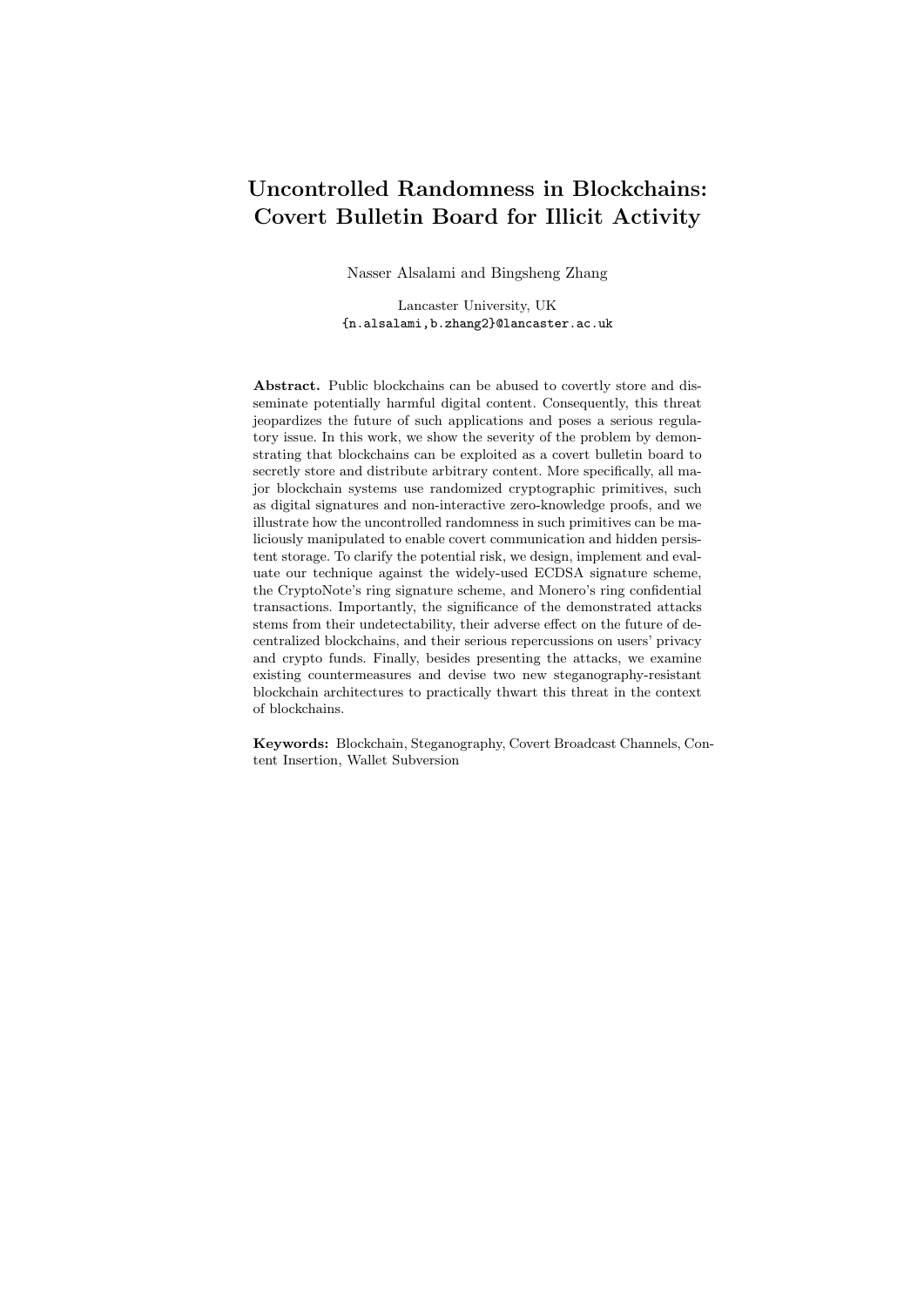# Uncontrolled Randomness in Blockchains: Covert Bulletin Board for Illicit Activity

Nasser Alsalami and Bingsheng Zhang

Lancaster University, UK
{n.alsalami,b.zhang2}@lancaster.ac.uk

**Abstract.** Public blockchains can be abused to covertly store and disseminate potentially harmful digital content. Consequently, this threat jeopardizes the future of such applications and poses a serious regulatory issue. In this work, we show the severity of the problem by demonstrating that blockchains can be exploited as a covert bulletin board to secretly store and distribute arbitrary content. More specifically, all major blockchain systems use randomized cryptographic primitives, such as digital signatures and non-interactive zero-knowledge proofs, and we illustrate how the uncontrolled randomness in such primitives can be maliciously manipulated to enable covert communication and hidden persistent storage. To clarify the potential risk, we design, implement and evaluate our technique against the widely-used ECDSA signature scheme, the CryptoNote's ring signature scheme, and Monero's ring confidential transactions. Importantly, the significance of the demonstrated attacks stems from their undetectability, their adverse effect on the future of decentralized blockchains, and their serious repercussions on users' privacy and crypto funds. Finally, besides presenting the attacks, we examine existing countermeasures and devise two new steganography-resistant blockchain architectures to practically thwart this threat in the context of blockchains.

**Keywords:** Blockchain, Steganography, Covert Broadcast Channels, Content Insertion, Wallet Subversion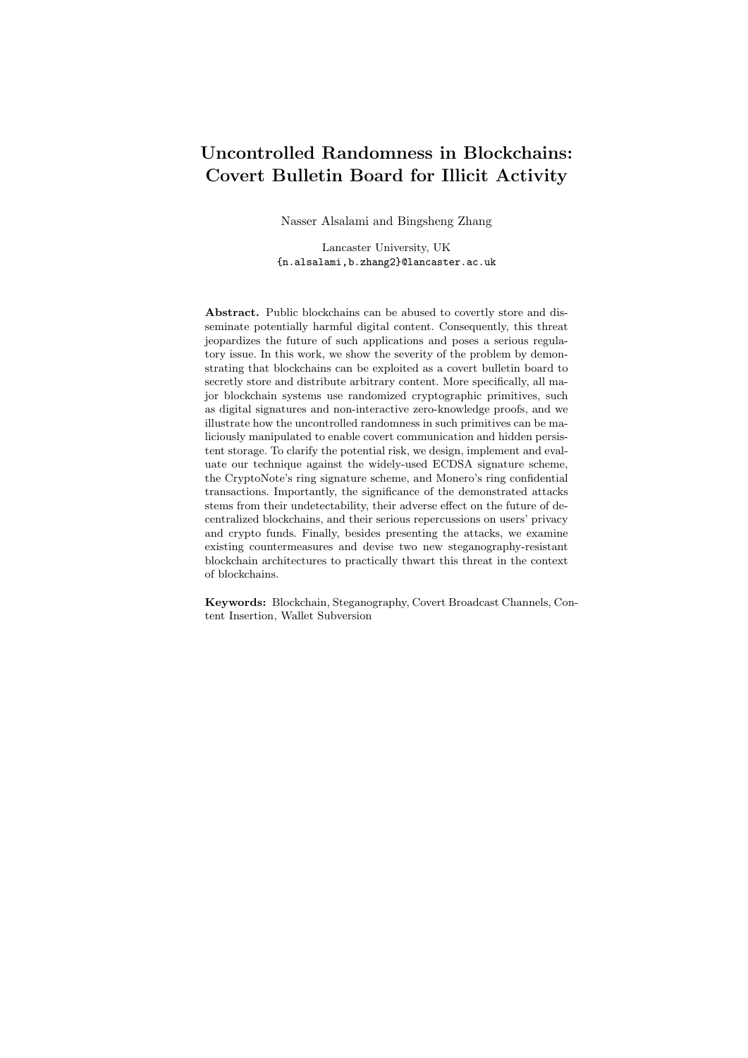# Uncontrolled Randomness in Blockchains: Covert Bulletin Board for Illicit Activity

Nasser Alsalami and Bingsheng Zhang

Lancaster University, UK
{n.alsalami,b.zhang2}@lancaster.ac.uk

**Abstract.** Public blockchains can be abused to covertly store and disseminate potentially harmful digital content. Consequently, this threat jeopardizes the future of such applications and poses a serious regulatory issue. In this work, we show the severity of the problem by demonstrating that blockchains can be exploited as a covert bulletin board to secretly store and distribute arbitrary content. More specifically, all major blockchain systems use randomized cryptographic primitives, such as digital signatures and non-interactive zero-knowledge proofs, and we illustrate how the uncontrolled randomness in such primitives can be maliciously manipulated to enable covert communication and hidden persistent storage. To clarify the potential risk, we design, implement and evaluate our technique against the widely-used ECDSA signature scheme, the CryptoNote's ring signature scheme, and Monero's ring confidential transactions. Importantly, the significance of the demonstrated attacks stems from their undetectability, their adverse effect on the future of decentralized blockchains, and their serious repercussions on users' privacy and crypto funds. Finally, besides presenting the attacks, we examine existing countermeasures and devise two new steganography-resistant blockchain architectures to practically thwart this threat in the context of blockchains.

**Keywords:** Blockchain, Steganography, Covert Broadcast Channels, Content Insertion, Wallet Subversion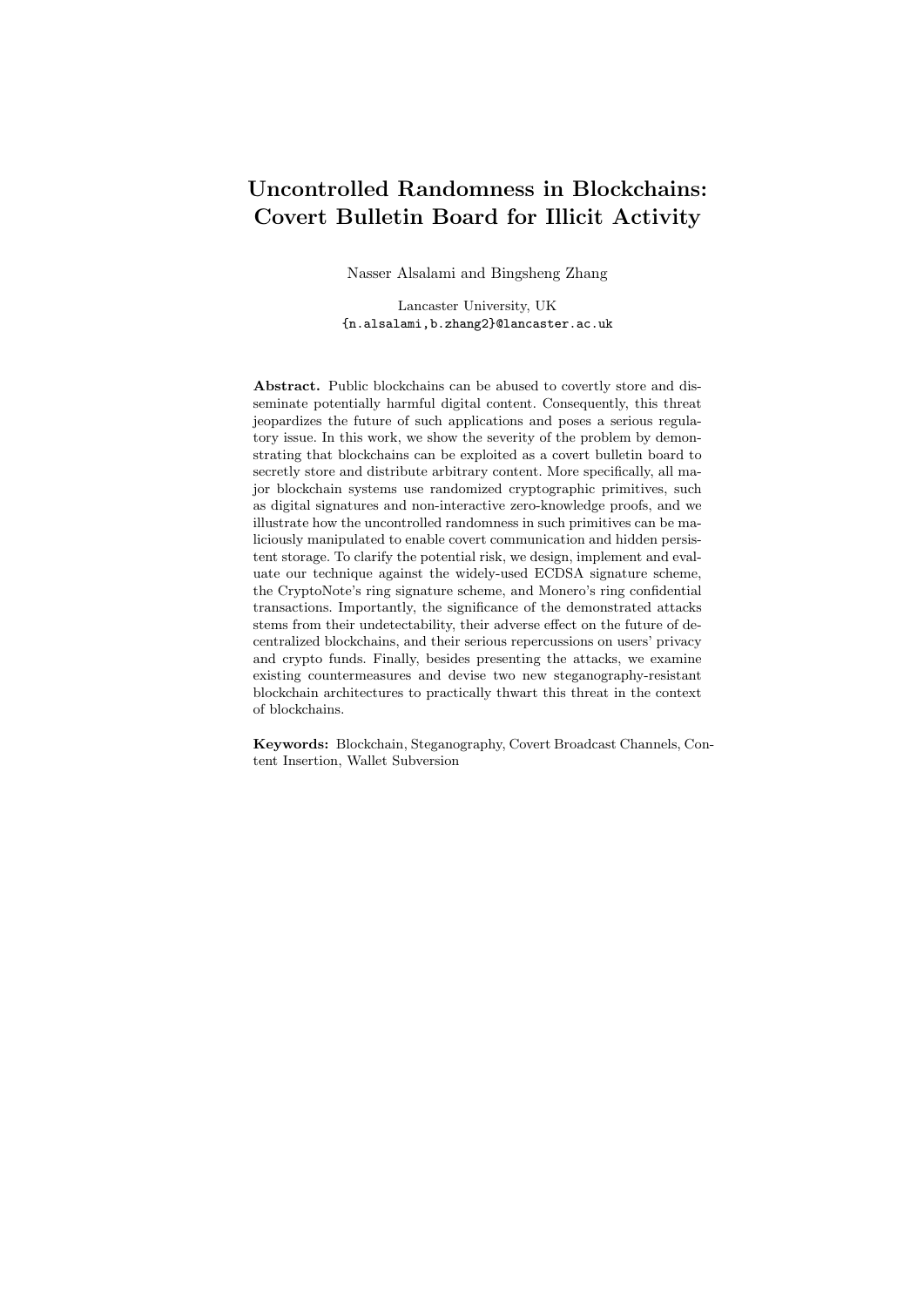# Uncontrolled Randomness in Blockchains: Covert Bulletin Board for Illicit Activity

Nasser Alsalami and Bingsheng Zhang

Lancaster University, UK
{n.alsalami,b.zhang2}@lancaster.ac.uk

**Abstract.** Public blockchains can be abused to covertly store and disseminate potentially harmful digital content. Consequently, this threat jeopardizes the future of such applications and poses a serious regulatory issue. In this work, we show the severity of the problem by demonstrating that blockchains can be exploited as a covert bulletin board to secretly store and distribute arbitrary content. More specifically, all major blockchain systems use randomized cryptographic primitives, such as digital signatures and non-interactive zero-knowledge proofs, and we illustrate how the uncontrolled randomness in such primitives can be maliciously manipulated to enable covert communication and hidden persistent storage. To clarify the potential risk, we design, implement and evaluate our technique against the widely-used ECDSA signature scheme, the CryptoNote's ring signature scheme, and Monero's ring confidential transactions. Importantly, the significance of the demonstrated attacks stems from their undetectability, their adverse effect on the future of decentralized blockchains, and their serious repercussions on users' privacy and crypto funds. Finally, besides presenting the attacks, we examine existing countermeasures and devise two new steganography-resistant blockchain architectures to practically thwart this threat in the context of blockchains.

**Keywords:** Blockchain, Steganography, Covert Broadcast Channels, Content Insertion, Wallet Subversion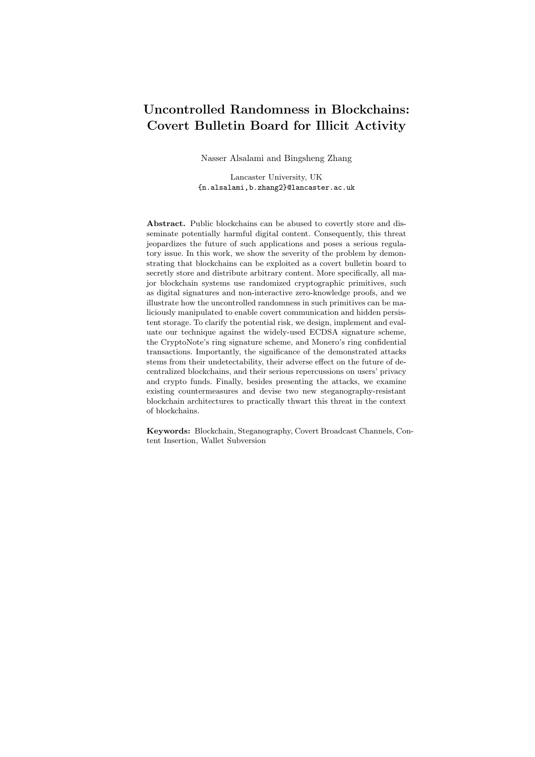# Uncontrolled Randomness in Blockchains: Covert Bulletin Board for Illicit Activity

Nasser Alsalami and Bingsheng Zhang

Lancaster University, UK
{n.alsalami,b.zhang2}@lancaster.ac.uk

**Abstract.** Public blockchains can be abused to covertly store and disseminate potentially harmful digital content. Consequently, this threat jeopardizes the future of such applications and poses a serious regulatory issue. In this work, we show the severity of the problem by demonstrating that blockchains can be exploited as a covert bulletin board to secretly store and distribute arbitrary content. More specifically, all major blockchain systems use randomized cryptographic primitives, such as digital signatures and non-interactive zero-knowledge proofs, and we illustrate how the uncontrolled randomness in such primitives can be maliciously manipulated to enable covert communication and hidden persistent storage. To clarify the potential risk, we design, implement and evaluate our technique against the widely-used ECDSA signature scheme, the CryptoNote's ring signature scheme, and Monero's ring confidential transactions. Importantly, the significance of the demonstrated attacks stems from their undetectability, their adverse effect on the future of decentralized blockchains, and their serious repercussions on users' privacy and crypto funds. Finally, besides presenting the attacks, we examine existing countermeasures and devise two new steganography-resistant blockchain architectures to practically thwart this threat in the context of blockchains.

**Keywords:** Blockchain, Steganography, Covert Broadcast Channels, Content Insertion, Wallet Subversion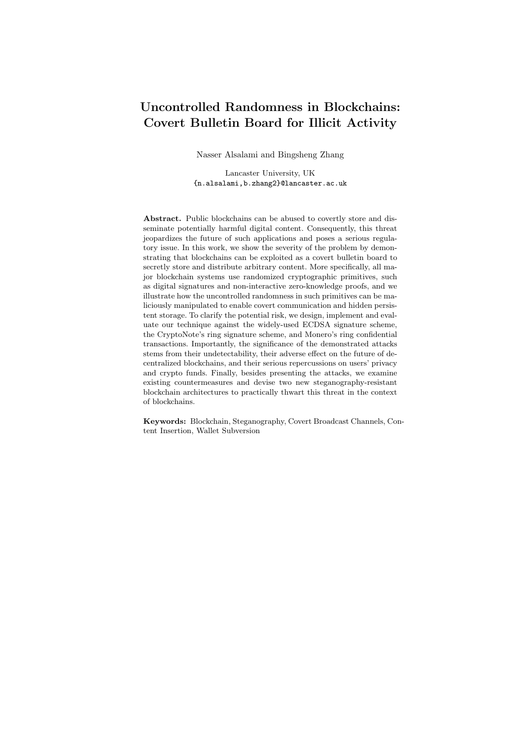# Uncontrolled Randomness in Blockchains: Covert Bulletin Board for Illicit Activity

Nasser Alsalami and Bingsheng Zhang

Lancaster University, UK
{n.alsalami,b.zhang2}@lancaster.ac.uk

**Abstract.** Public blockchains can be abused to covertly store and disseminate potentially harmful digital content. Consequently, this threat jeopardizes the future of such applications and poses a serious regulatory issue. In this work, we show the severity of the problem by demonstrating that blockchains can be exploited as a covert bulletin board to secretly store and distribute arbitrary content. More specifically, all major blockchain systems use randomized cryptographic primitives, such as digital signatures and non-interactive zero-knowledge proofs, and we illustrate how the uncontrolled randomness in such primitives can be maliciously manipulated to enable covert communication and hidden persistent storage. To clarify the potential risk, we design, implement and evaluate our technique against the widely-used ECDSA signature scheme, the CryptoNote's ring signature scheme, and Monero's ring confidential transactions. Importantly, the significance of the demonstrated attacks stems from their undetectability, their adverse effect on the future of decentralized blockchains, and their serious repercussions on users' privacy and crypto funds. Finally, besides presenting the attacks, we examine existing countermeasures and devise two new steganography-resistant blockchain architectures to practically thwart this threat in the context of blockchains.

**Keywords:** Blockchain, Steganography, Covert Broadcast Channels, Content Insertion, Wallet Subversion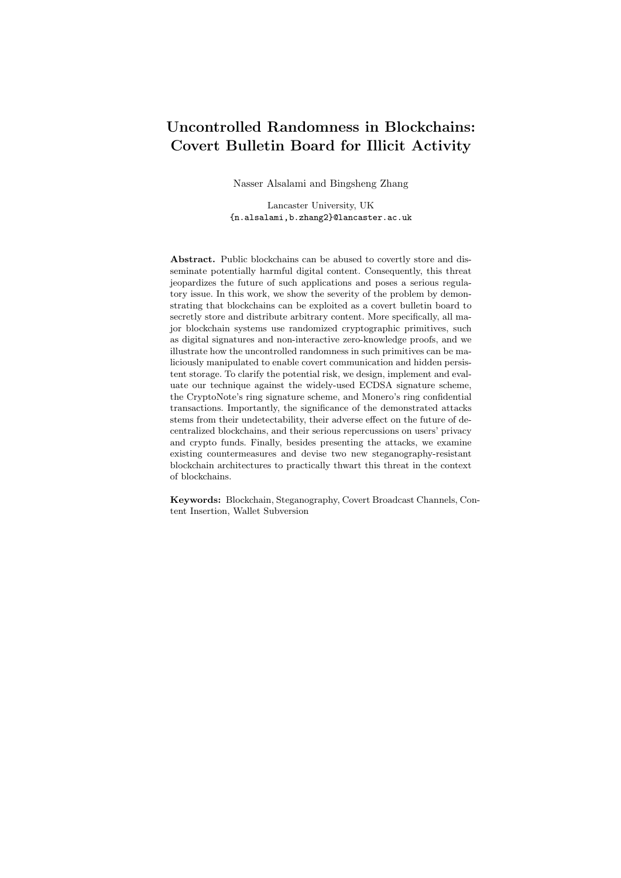# Uncontrolled Randomness in Blockchains: Covert Bulletin Board for Illicit Activity

Nasser Alsalami and Bingsheng Zhang

Lancaster University, UK
{n.alsalami,b.zhang2}@lancaster.ac.uk

**Abstract.** Public blockchains can be abused to covertly store and disseminate potentially harmful digital content. Consequently, this threat jeopardizes the future of such applications and poses a serious regulatory issue. In this work, we show the severity of the problem by demonstrating that blockchains can be exploited as a covert bulletin board to secretly store and distribute arbitrary content. More specifically, all major blockchain systems use randomized cryptographic primitives, such as digital signatures and non-interactive zero-knowledge proofs, and we illustrate how the uncontrolled randomness in such primitives can be maliciously manipulated to enable covert communication and hidden persistent storage. To clarify the potential risk, we design, implement and evaluate our technique against the widely-used ECDSA signature scheme, the CryptoNote's ring signature scheme, and Monero's ring confidential transactions. Importantly, the significance of the demonstrated attacks stems from their undetectability, their adverse effect on the future of decentralized blockchains, and their serious repercussions on users' privacy and crypto funds. Finally, besides presenting the attacks, we examine existing countermeasures and devise two new steganography-resistant blockchain architectures to practically thwart this threat in the context of blockchains.

**Keywords:** Blockchain, Steganography, Covert Broadcast Channels, Content Insertion, Wallet Subversion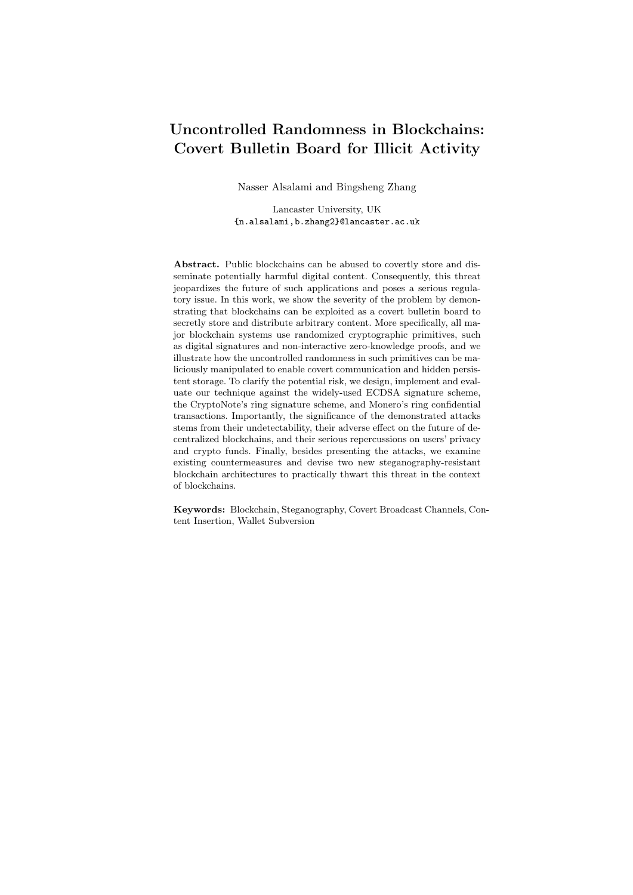# Uncontrolled Randomness in Blockchains: Covert Bulletin Board for Illicit Activity

Nasser Alsalami and Bingsheng Zhang

Lancaster University, UK
{n.alsalami,b.zhang2}@lancaster.ac.uk

**Abstract.** Public blockchains can be abused to covertly store and disseminate potentially harmful digital content. Consequently, this threat jeopardizes the future of such applications and poses a serious regulatory issue. In this work, we show the severity of the problem by demonstrating that blockchains can be exploited as a covert bulletin board to secretly store and distribute arbitrary content. More specifically, all major blockchain systems use randomized cryptographic primitives, such as digital signatures and non-interactive zero-knowledge proofs, and we illustrate how the uncontrolled randomness in such primitives can be maliciously manipulated to enable covert communication and hidden persistent storage. To clarify the potential risk, we design, implement and evaluate our technique against the widely-used ECDSA signature scheme, the CryptoNote's ring signature scheme, and Monero's ring confidential transactions. Importantly, the significance of the demonstrated attacks stems from their undetectability, their adverse effect on the future of decentralized blockchains, and their serious repercussions on users' privacy and crypto funds. Finally, besides presenting the attacks, we examine existing countermeasures and devise two new steganography-resistant blockchain architectures to practically thwart this threat in the context of blockchains.

**Keywords:** Blockchain, Steganography, Covert Broadcast Channels, Content Insertion, Wallet Subversion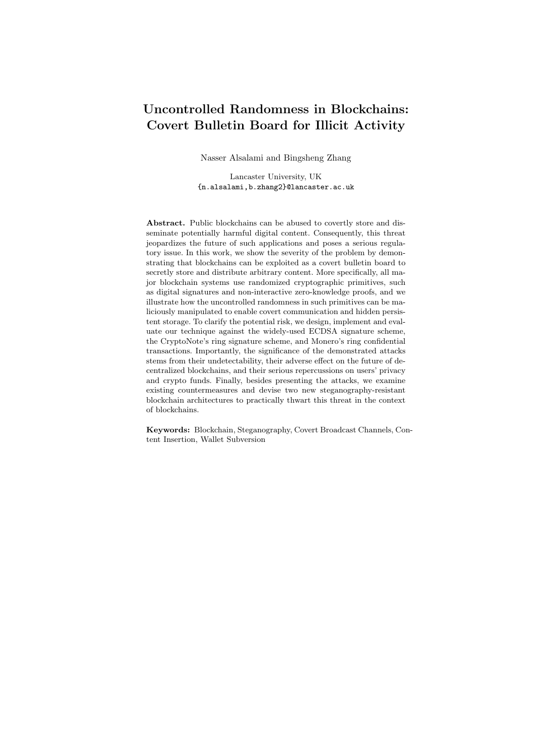# Uncontrolled Randomness in Blockchains: Covert Bulletin Board for Illicit Activity

Nasser Alsalami and Bingsheng Zhang

Lancaster University, UK
{n.alsalami,b.zhang2}@lancaster.ac.uk

**Abstract.** Public blockchains can be abused to covertly store and disseminate potentially harmful digital content. Consequently, this threat jeopardizes the future of such applications and poses a serious regulatory issue. In this work, we show the severity of the problem by demonstrating that blockchains can be exploited as a covert bulletin board to secretly store and distribute arbitrary content. More specifically, all major blockchain systems use randomized cryptographic primitives, such as digital signatures and non-interactive zero-knowledge proofs, and we illustrate how the uncontrolled randomness in such primitives can be maliciously manipulated to enable covert communication and hidden persistent storage. To clarify the potential risk, we design, implement and evaluate our technique against the widely-used ECDSA signature scheme, the CryptoNote's ring signature scheme, and Monero's ring confidential transactions. Importantly, the significance of the demonstrated attacks stems from their undetectability, their adverse effect on the future of decentralized blockchains, and their serious repercussions on users' privacy and crypto funds. Finally, besides presenting the attacks, we examine existing countermeasures and devise two new steganography-resistant blockchain architectures to practically thwart this threat in the context of blockchains.

**Keywords:** Blockchain, Steganography, Covert Broadcast Channels, Content Insertion, Wallet Subversion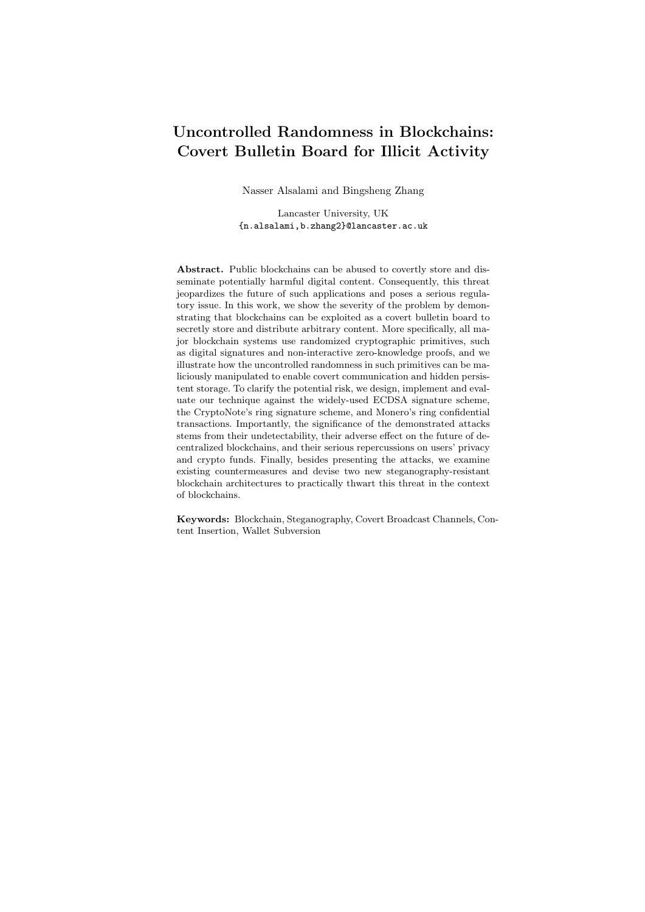# Uncontrolled Randomness in Blockchains: Covert Bulletin Board for Illicit Activity

Nasser Alsalami and Bingsheng Zhang

Lancaster University, UK
`{n.alsalami,b.zhang2}@lancaster.ac.uk`

**Abstract.** Public blockchains can be abused to covertly store and disseminate potentially harmful digital content. Consequently, this threat jeopardizes the future of such applications and poses a serious regulatory issue. In this work, we show the severity of the problem by demonstrating that blockchains can be exploited as a covert bulletin board to secretly store and distribute arbitrary content. More specifically, all major blockchain systems use randomized cryptographic primitives, such as digital signatures and non-interactive zero-knowledge proofs, and we illustrate how the uncontrolled randomness in such primitives can be maliciously manipulated to enable covert communication and hidden persistent storage. To clarify the potential risk, we design, implement and evaluate our technique against the widely-used ECDSA signature scheme, the CryptoNote's ring signature scheme, and Monero's ring confidential transactions. Importantly, the significance of the demonstrated attacks stems from their undetectability, their adverse effect on the future of decentralized blockchains, and their serious repercussions on users' privacy and crypto funds. Finally, besides presenting the attacks, we examine existing countermeasures and devise two new steganography-resistant blockchain architectures to practically thwart this threat in the context of blockchains.

**Keywords:** Blockchain, Steganography, Covert Broadcast Channels, Content Insertion, Wallet Subversion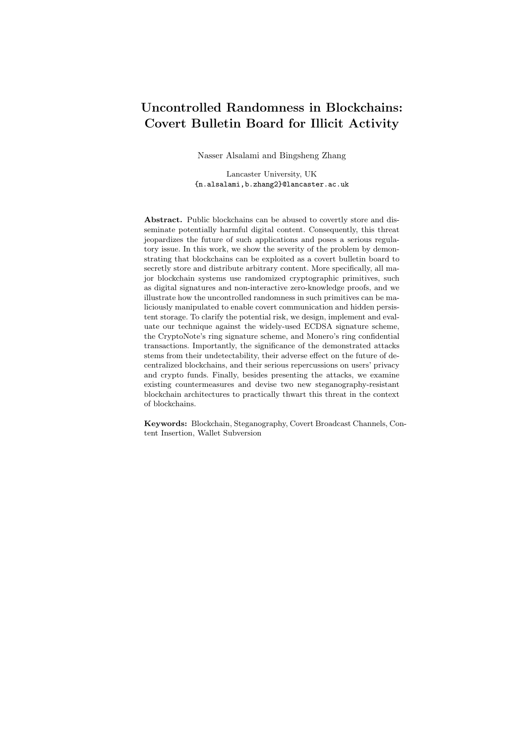# Uncontrolled Randomness in Blockchains: Covert Bulletin Board for Illicit Activity

Nasser Alsalami and Bingsheng Zhang

Lancaster University, UK
{n.alsalami,b.zhang2}@lancaster.ac.uk

**Abstract.** Public blockchains can be abused to covertly store and disseminate potentially harmful digital content. Consequently, this threat jeopardizes the future of such applications and poses a serious regulatory issue. In this work, we show the severity of the problem by demonstrating that blockchains can be exploited as a covert bulletin board to secretly store and distribute arbitrary content. More specifically, all major blockchain systems use randomized cryptographic primitives, such as digital signatures and non-interactive zero-knowledge proofs, and we illustrate how the uncontrolled randomness in such primitives can be maliciously manipulated to enable covert communication and hidden persistent storage. To clarify the potential risk, we design, implement and evaluate our technique against the widely-used ECDSA signature scheme, the CryptoNote's ring signature scheme, and Monero's ring confidential transactions. Importantly, the significance of the demonstrated attacks stems from their undetectability, their adverse effect on the future of decentralized blockchains, and their serious repercussions on users' privacy and crypto funds. Finally, besides presenting the attacks, we examine existing countermeasures and devise two new steganography-resistant blockchain architectures to practically thwart this threat in the context of blockchains.

**Keywords:** Blockchain, Steganography, Covert Broadcast Channels, Content Insertion, Wallet Subversion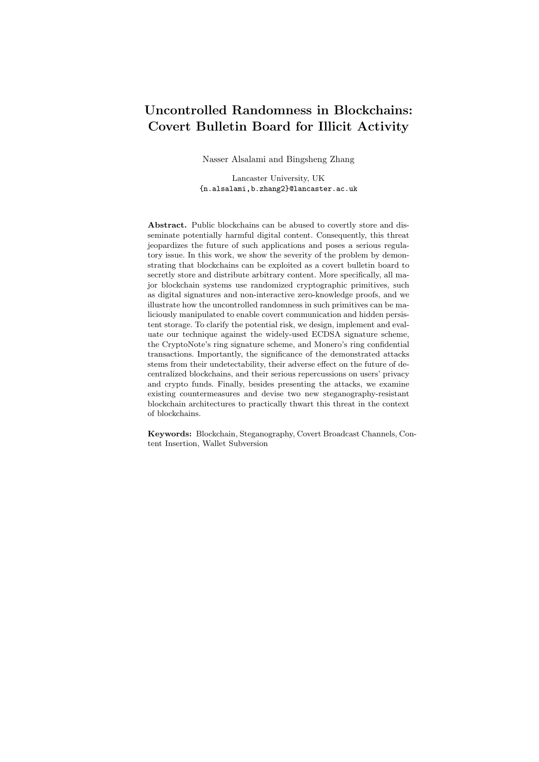# Uncontrolled Randomness in Blockchains: Covert Bulletin Board for Illicit Activity

Nasser Alsalami and Bingsheng Zhang

Lancaster University, UK
{n.alsalami,b.zhang2}@lancaster.ac.uk

**Abstract.** Public blockchains can be abused to covertly store and disseminate potentially harmful digital content. Consequently, this threat jeopardizes the future of such applications and poses a serious regulatory issue. In this work, we show the severity of the problem by demonstrating that blockchains can be exploited as a covert bulletin board to secretly store and distribute arbitrary content. More specifically, all major blockchain systems use randomized cryptographic primitives, such as digital signatures and non-interactive zero-knowledge proofs, and we illustrate how the uncontrolled randomness in such primitives can be maliciously manipulated to enable covert communication and hidden persistent storage. To clarify the potential risk, we design, implement and evaluate our technique against the widely-used ECDSA signature scheme, the CryptoNote's ring signature scheme, and Monero's ring confidential transactions. Importantly, the significance of the demonstrated attacks stems from their undetectability, their adverse effect on the future of decentralized blockchains, and their serious repercussions on users' privacy and crypto funds. Finally, besides presenting the attacks, we examine existing countermeasures and devise two new steganography-resistant blockchain architectures to practically thwart this threat in the context of blockchains.

**Keywords:** Blockchain, Steganography, Covert Broadcast Channels, Content Insertion, Wallet Subversion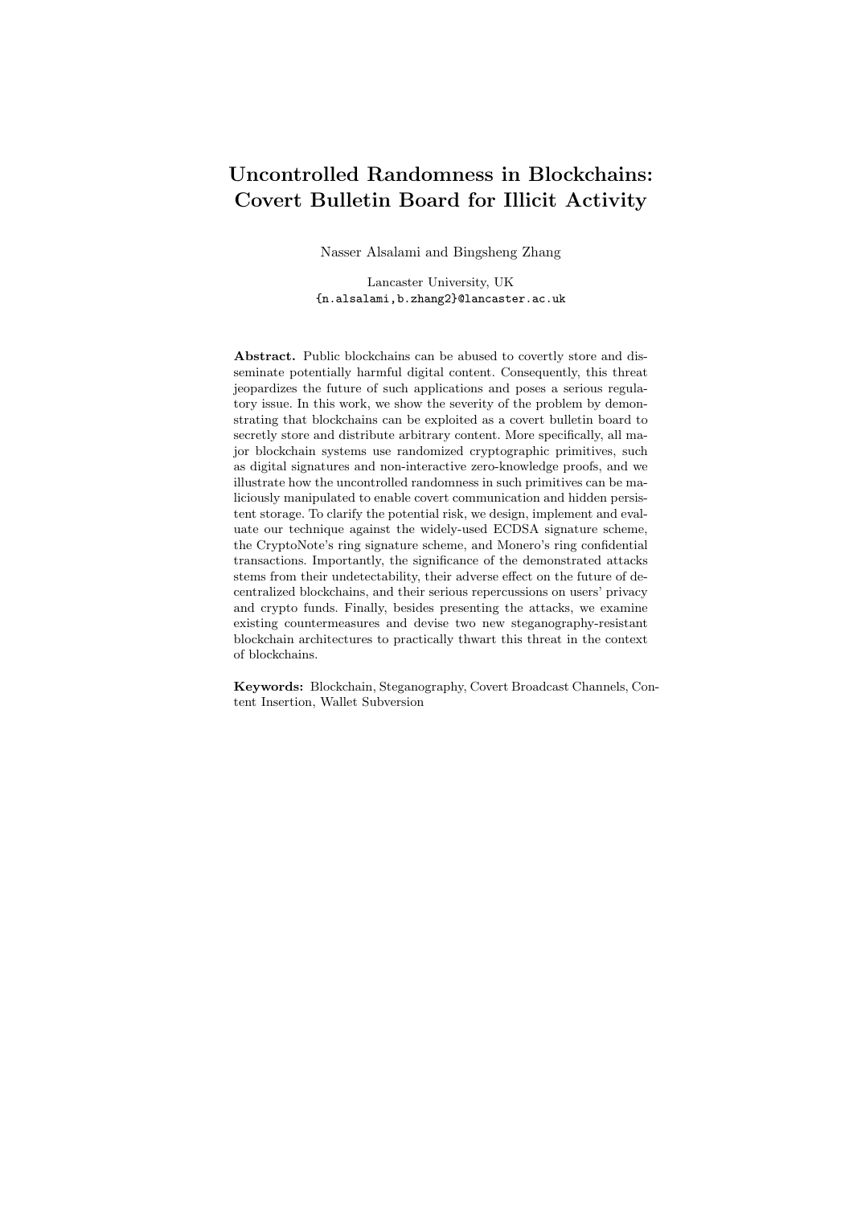# Uncontrolled Randomness in Blockchains: Covert Bulletin Board for Illicit Activity

Nasser Alsalami and Bingsheng Zhang

Lancaster University, UK
{n.alsalami,b.zhang2}@lancaster.ac.uk

**Abstract.** Public blockchains can be abused to covertly store and disseminate potentially harmful digital content. Consequently, this threat jeopardizes the future of such applications and poses a serious regulatory issue. In this work, we show the severity of the problem by demonstrating that blockchains can be exploited as a covert bulletin board to secretly store and distribute arbitrary content. More specifically, all major blockchain systems use randomized cryptographic primitives, such as digital signatures and non-interactive zero-knowledge proofs, and we illustrate how the uncontrolled randomness in such primitives can be maliciously manipulated to enable covert communication and hidden persistent storage. To clarify the potential risk, we design, implement and evaluate our technique against the widely-used ECDSA signature scheme, the CryptoNote's ring signature scheme, and Monero's ring confidential transactions. Importantly, the significance of the demonstrated attacks stems from their undetectability, their adverse effect on the future of decentralized blockchains, and their serious repercussions on users' privacy and crypto funds. Finally, besides presenting the attacks, we examine existing countermeasures and devise two new steganography-resistant blockchain architectures to practically thwart this threat in the context of blockchains.

**Keywords:** Blockchain, Steganography, Covert Broadcast Channels, Content Insertion, Wallet Subversion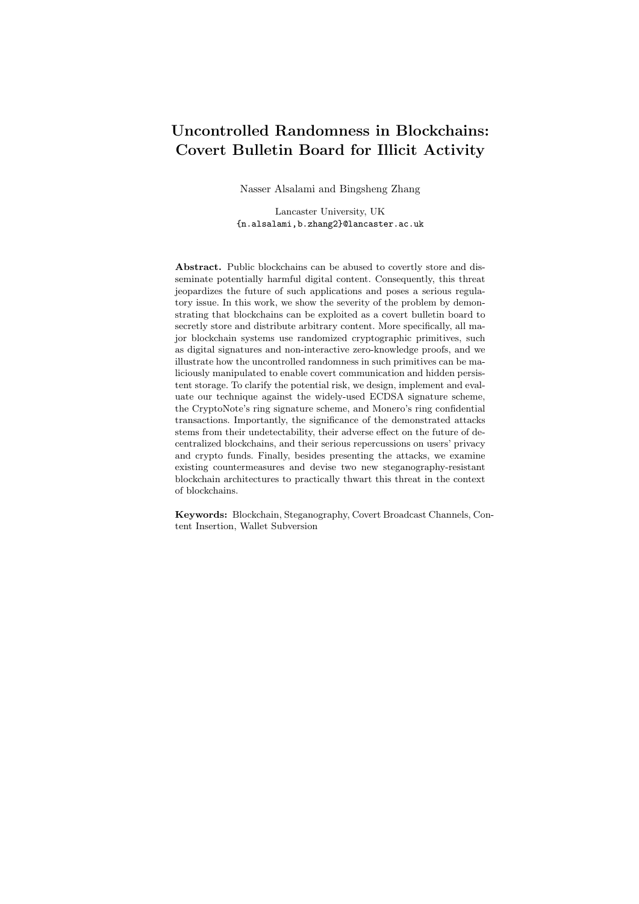# Uncontrolled Randomness in Blockchains: Covert Bulletin Board for Illicit Activity

Nasser Alsalami and Bingsheng Zhang

Lancaster University, UK
{n.alsalami,b.zhang2}@lancaster.ac.uk

**Abstract.** Public blockchains can be abused to covertly store and disseminate potentially harmful digital content. Consequently, this threat jeopardizes the future of such applications and poses a serious regulatory issue. In this work, we show the severity of the problem by demonstrating that blockchains can be exploited as a covert bulletin board to secretly store and distribute arbitrary content. More specifically, all major blockchain systems use randomized cryptographic primitives, such as digital signatures and non-interactive zero-knowledge proofs, and we illustrate how the uncontrolled randomness in such primitives can be maliciously manipulated to enable covert communication and hidden persistent storage. To clarify the potential risk, we design, implement and evaluate our technique against the widely-used ECDSA signature scheme, the CryptoNote's ring signature scheme, and Monero's ring confidential transactions. Importantly, the significance of the demonstrated attacks stems from their undetectability, their adverse effect on the future of decentralized blockchains, and their serious repercussions on users' privacy and crypto funds. Finally, besides presenting the attacks, we examine existing countermeasures and devise two new steganography-resistant blockchain architectures to practically thwart this threat in the context of blockchains.

**Keywords:** Blockchain, Steganography, Covert Broadcast Channels, Content Insertion, Wallet Subversion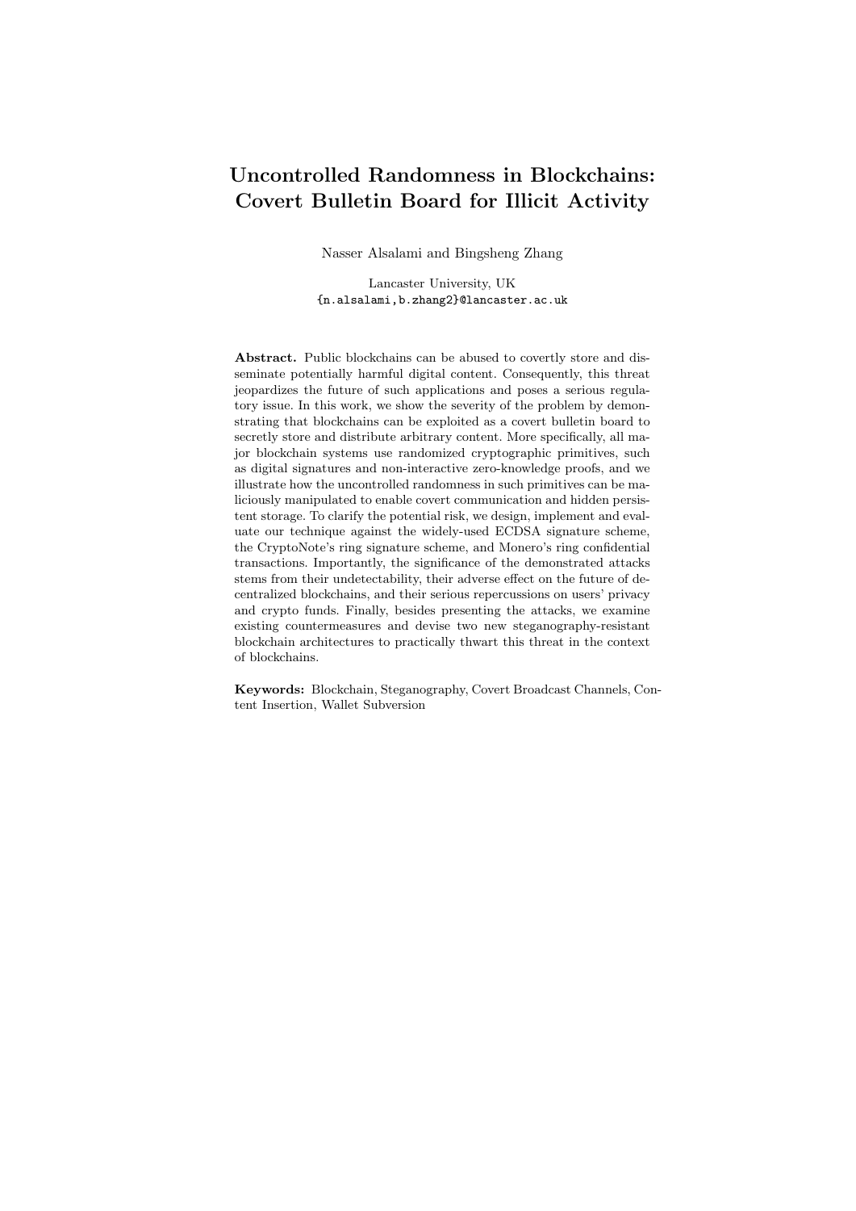# Uncontrolled Randomness in Blockchains: Covert Bulletin Board for Illicit Activity

Nasser Alsalami and Bingsheng Zhang

Lancaster University, UK
{n.alsalami,b.zhang2}@lancaster.ac.uk

**Abstract.** Public blockchains can be abused to covertly store and disseminate potentially harmful digital content. Consequently, this threat jeopardizes the future of such applications and poses a serious regulatory issue. In this work, we show the severity of the problem by demonstrating that blockchains can be exploited as a covert bulletin board to secretly store and distribute arbitrary content. More specifically, all major blockchain systems use randomized cryptographic primitives, such as digital signatures and non-interactive zero-knowledge proofs, and we illustrate how the uncontrolled randomness in such primitives can be maliciously manipulated to enable covert communication and hidden persistent storage. To clarify the potential risk, we design, implement and evaluate our technique against the widely-used ECDSA signature scheme, the CryptoNote's ring signature scheme, and Monero's ring confidential transactions. Importantly, the significance of the demonstrated attacks stems from their undetectability, their adverse effect on the future of decentralized blockchains, and their serious repercussions on users' privacy and crypto funds. Finally, besides presenting the attacks, we examine existing countermeasures and devise two new steganography-resistant blockchain architectures to practically thwart this threat in the context of blockchains.

**Keywords:** Blockchain, Steganography, Covert Broadcast Channels, Content Insertion, Wallet Subversion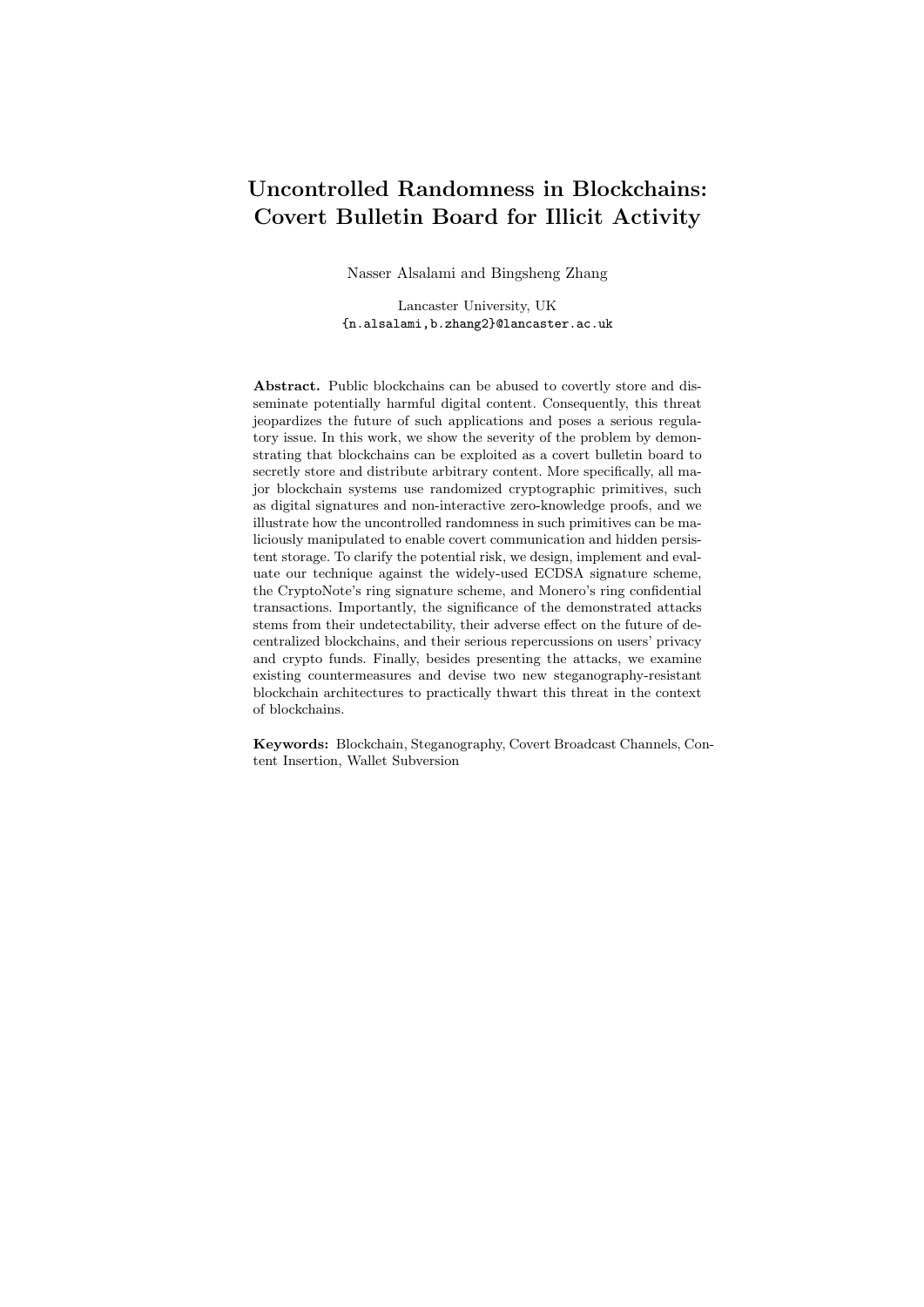# Uncontrolled Randomness in Blockchains: Covert Bulletin Board for Illicit Activity

Nasser Alsalami and Bingsheng Zhang

Lancaster University, UK
{n.alsalami,b.zhang2}@lancaster.ac.uk

**Abstract.** Public blockchains can be abused to covertly store and disseminate potentially harmful digital content. Consequently, this threat jeopardizes the future of such applications and poses a serious regulatory issue. In this work, we show the severity of the problem by demonstrating that blockchains can be exploited as a covert bulletin board to secretly store and distribute arbitrary content. More specifically, all major blockchain systems use randomized cryptographic primitives, such as digital signatures and non-interactive zero-knowledge proofs, and we illustrate how the uncontrolled randomness in such primitives can be maliciously manipulated to enable covert communication and hidden persistent storage. To clarify the potential risk, we design, implement and evaluate our technique against the widely-used ECDSA signature scheme, the CryptoNote's ring signature scheme, and Monero's ring confidential transactions. Importantly, the significance of the demonstrated attacks stems from their undetectability, their adverse effect on the future of decentralized blockchains, and their serious repercussions on users' privacy and crypto funds. Finally, besides presenting the attacks, we examine existing countermeasures and devise two new steganography-resistant blockchain architectures to practically thwart this threat in the context of blockchains.

**Keywords:** Blockchain, Steganography, Covert Broadcast Channels, Content Insertion, Wallet Subversion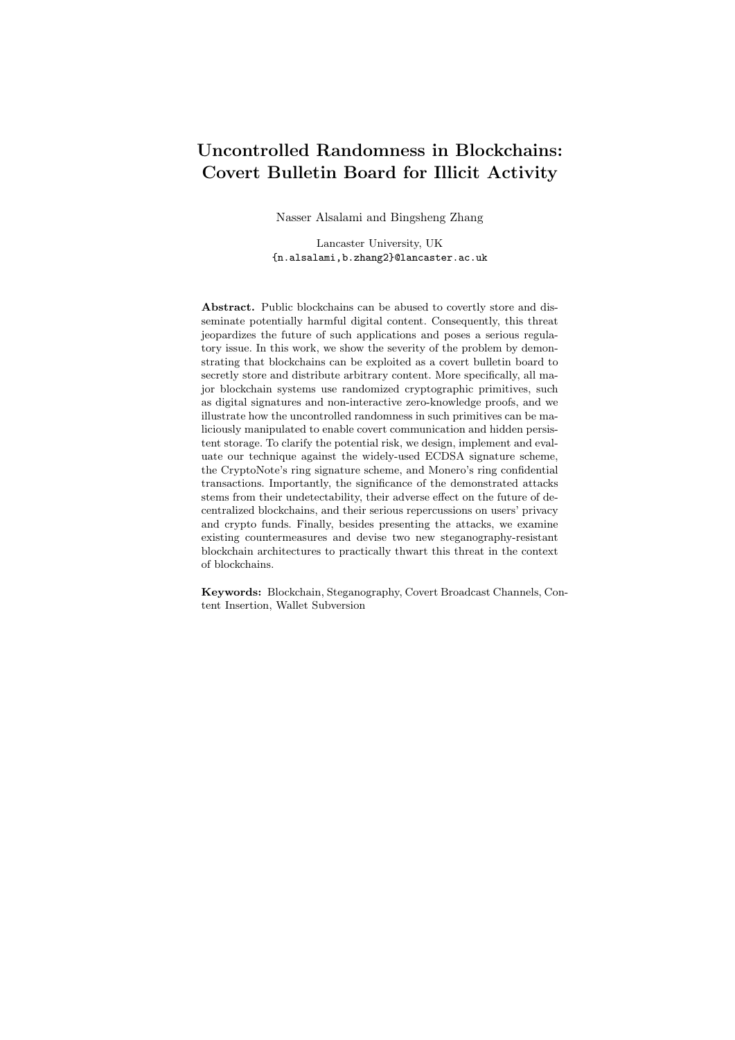# Uncontrolled Randomness in Blockchains: Covert Bulletin Board for Illicit Activity

Nasser Alsalami and Bingsheng Zhang

Lancaster University, UK
{n.alsalami,b.zhang2}@lancaster.ac.uk

**Abstract.** Public blockchains can be abused to covertly store and disseminate potentially harmful digital content. Consequently, this threat jeopardizes the future of such applications and poses a serious regulatory issue. In this work, we show the severity of the problem by demonstrating that blockchains can be exploited as a covert bulletin board to secretly store and distribute arbitrary content. More specifically, all major blockchain systems use randomized cryptographic primitives, such as digital signatures and non-interactive zero-knowledge proofs, and we illustrate how the uncontrolled randomness in such primitives can be maliciously manipulated to enable covert communication and hidden persistent storage. To clarify the potential risk, we design, implement and evaluate our technique against the widely-used ECDSA signature scheme, the CryptoNote's ring signature scheme, and Monero's ring confidential transactions. Importantly, the significance of the demonstrated attacks stems from their undetectability, their adverse effect on the future of decentralized blockchains, and their serious repercussions on users' privacy and crypto funds. Finally, besides presenting the attacks, we examine existing countermeasures and devise two new steganography-resistant blockchain architectures to practically thwart this threat in the context of blockchains.

**Keywords:** Blockchain, Steganography, Covert Broadcast Channels, Content Insertion, Wallet Subversion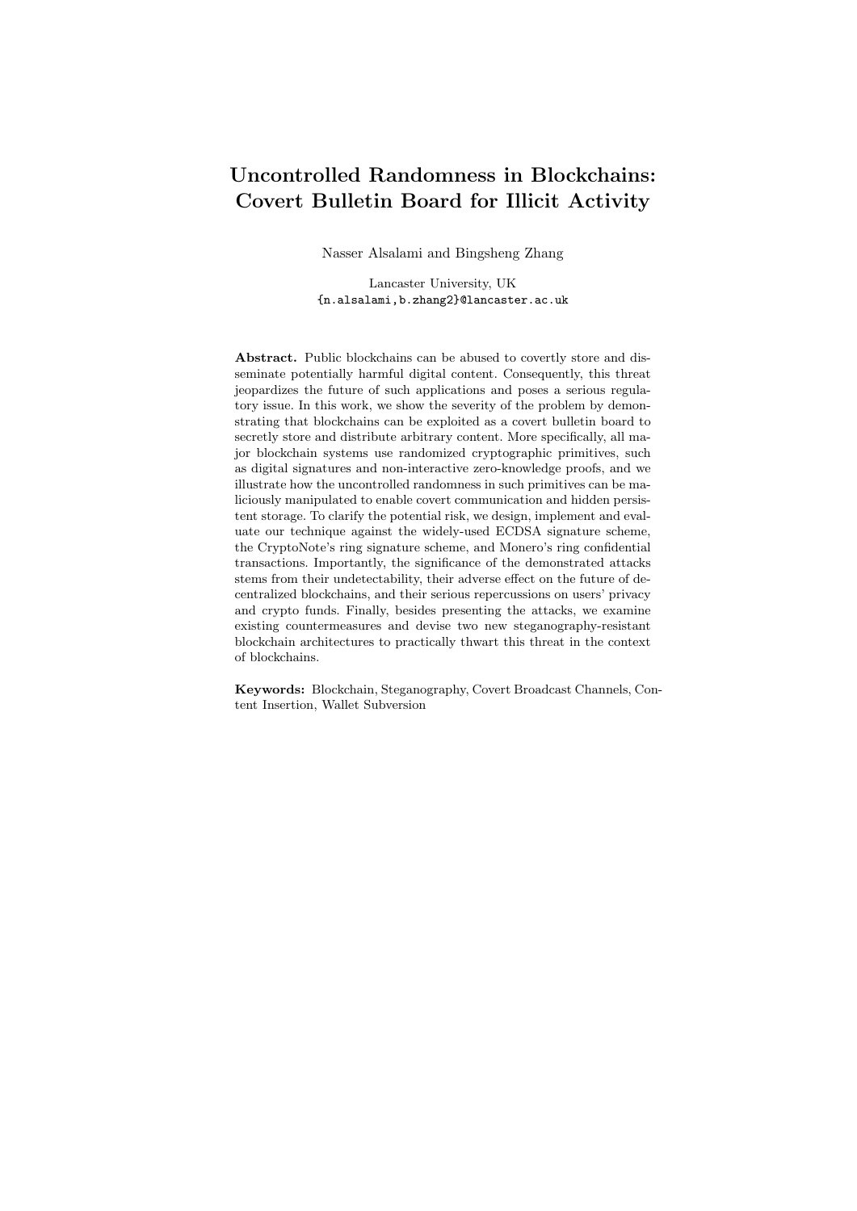# Uncontrolled Randomness in Blockchains: Covert Bulletin Board for Illicit Activity

Nasser Alsalami and Bingsheng Zhang

Lancaster University, UK
{n.alsalami,b.zhang2}@lancaster.ac.uk

**Abstract.** Public blockchains can be abused to covertly store and disseminate potentially harmful digital content. Consequently, this threat jeopardizes the future of such applications and poses a serious regulatory issue. In this work, we show the severity of the problem by demonstrating that blockchains can be exploited as a covert bulletin board to secretly store and distribute arbitrary content. More specifically, all major blockchain systems use randomized cryptographic primitives, such as digital signatures and non-interactive zero-knowledge proofs, and we illustrate how the uncontrolled randomness in such primitives can be maliciously manipulated to enable covert communication and hidden persistent storage. To clarify the potential risk, we design, implement and evaluate our technique against the widely-used ECDSA signature scheme, the CryptoNote's ring signature scheme, and Monero's ring confidential transactions. Importantly, the significance of the demonstrated attacks stems from their undetectability, their adverse effect on the future of decentralized blockchains, and their serious repercussions on users' privacy and crypto funds. Finally, besides presenting the attacks, we examine existing countermeasures and devise two new steganography-resistant blockchain architectures to practically thwart this threat in the context of blockchains.

**Keywords:** Blockchain, Steganography, Covert Broadcast Channels, Content Insertion, Wallet Subversion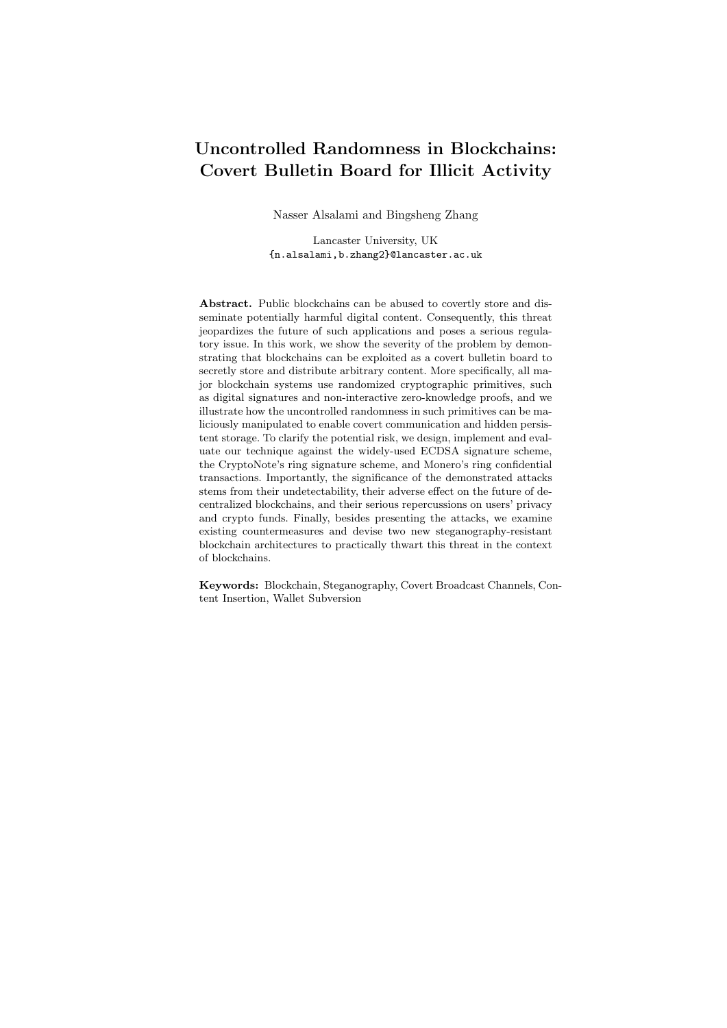# Uncontrolled Randomness in Blockchains: Covert Bulletin Board for Illicit Activity

Nasser Alsalami and Bingsheng Zhang

Lancaster University, UK
{n.alsalami,b.zhang2}@lancaster.ac.uk

**Abstract.** Public blockchains can be abused to covertly store and disseminate potentially harmful digital content. Consequently, this threat jeopardizes the future of such applications and poses a serious regulatory issue. In this work, we show the severity of the problem by demonstrating that blockchains can be exploited as a covert bulletin board to secretly store and distribute arbitrary content. More specifically, all major blockchain systems use randomized cryptographic primitives, such as digital signatures and non-interactive zero-knowledge proofs, and we illustrate how the uncontrolled randomness in such primitives can be maliciously manipulated to enable covert communication and hidden persistent storage. To clarify the potential risk, we design, implement and evaluate our technique against the widely-used ECDSA signature scheme, the CryptoNote's ring signature scheme, and Monero's ring confidential transactions. Importantly, the significance of the demonstrated attacks stems from their undetectability, their adverse effect on the future of decentralized blockchains, and their serious repercussions on users' privacy and crypto funds. Finally, besides presenting the attacks, we examine existing countermeasures and devise two new steganography-resistant blockchain architectures to practically thwart this threat in the context of blockchains.

**Keywords:** Blockchain, Steganography, Covert Broadcast Channels, Content Insertion, Wallet Subversion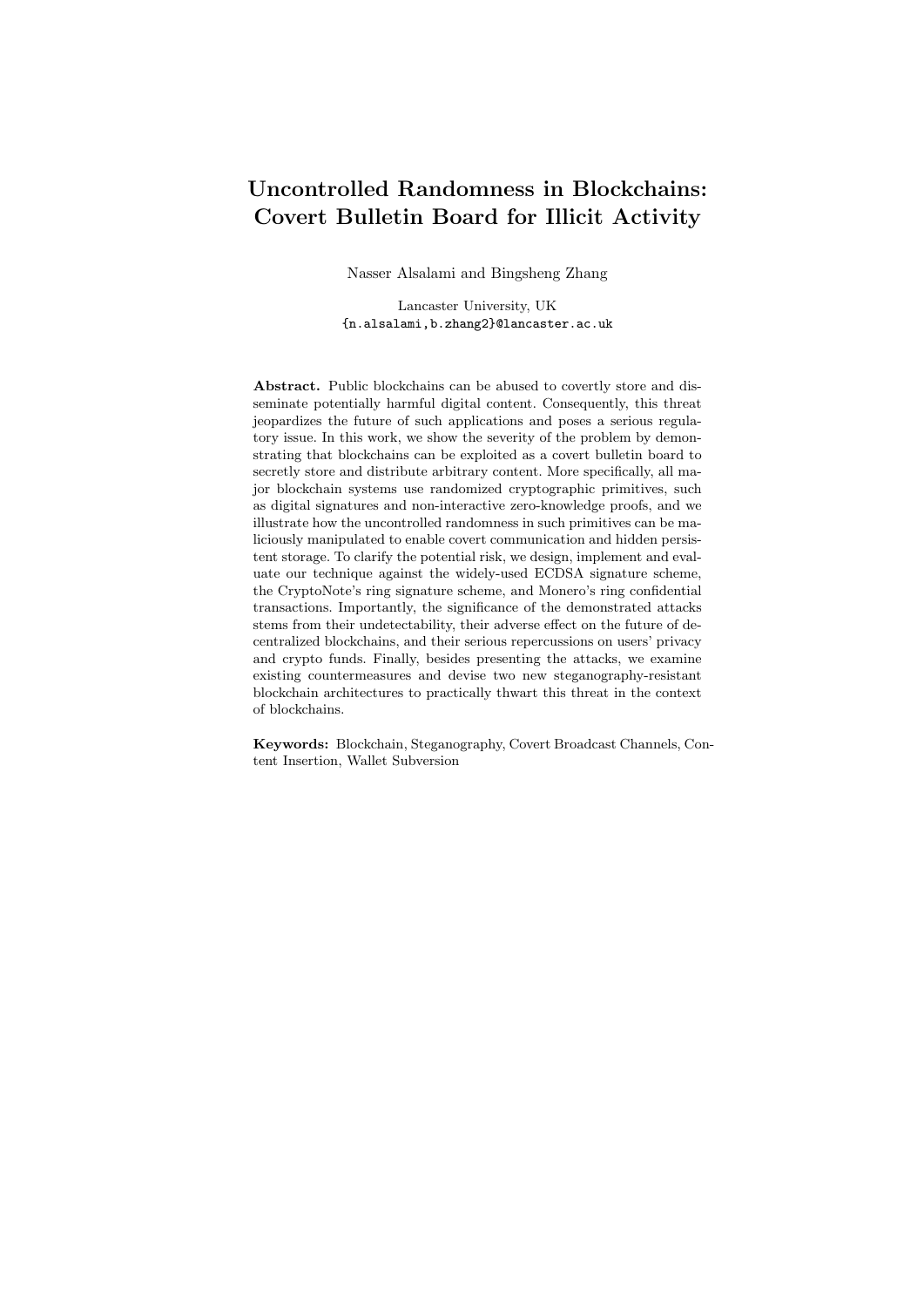# Uncontrolled Randomness in Blockchains: Covert Bulletin Board for Illicit Activity

Nasser Alsalami and Bingsheng Zhang

Lancaster University, UK
{n.alsalami,b.zhang2}@lancaster.ac.uk

**Abstract.** Public blockchains can be abused to covertly store and disseminate potentially harmful digital content. Consequently, this threat jeopardizes the future of such applications and poses a serious regulatory issue. In this work, we show the severity of the problem by demonstrating that blockchains can be exploited as a covert bulletin board to secretly store and distribute arbitrary content. More specifically, all major blockchain systems use randomized cryptographic primitives, such as digital signatures and non-interactive zero-knowledge proofs, and we illustrate how the uncontrolled randomness in such primitives can be maliciously manipulated to enable covert communication and hidden persistent storage. To clarify the potential risk, we design, implement and evaluate our technique against the widely-used ECDSA signature scheme, the CryptoNote's ring signature scheme, and Monero's ring confidential transactions. Importantly, the significance of the demonstrated attacks stems from their undetectability, their adverse effect on the future of decentralized blockchains, and their serious repercussions on users' privacy and crypto funds. Finally, besides presenting the attacks, we examine existing countermeasures and devise two new steganography-resistant blockchain architectures to practically thwart this threat in the context of blockchains.

**Keywords:** Blockchain, Steganography, Covert Broadcast Channels, Content Insertion, Wallet Subversion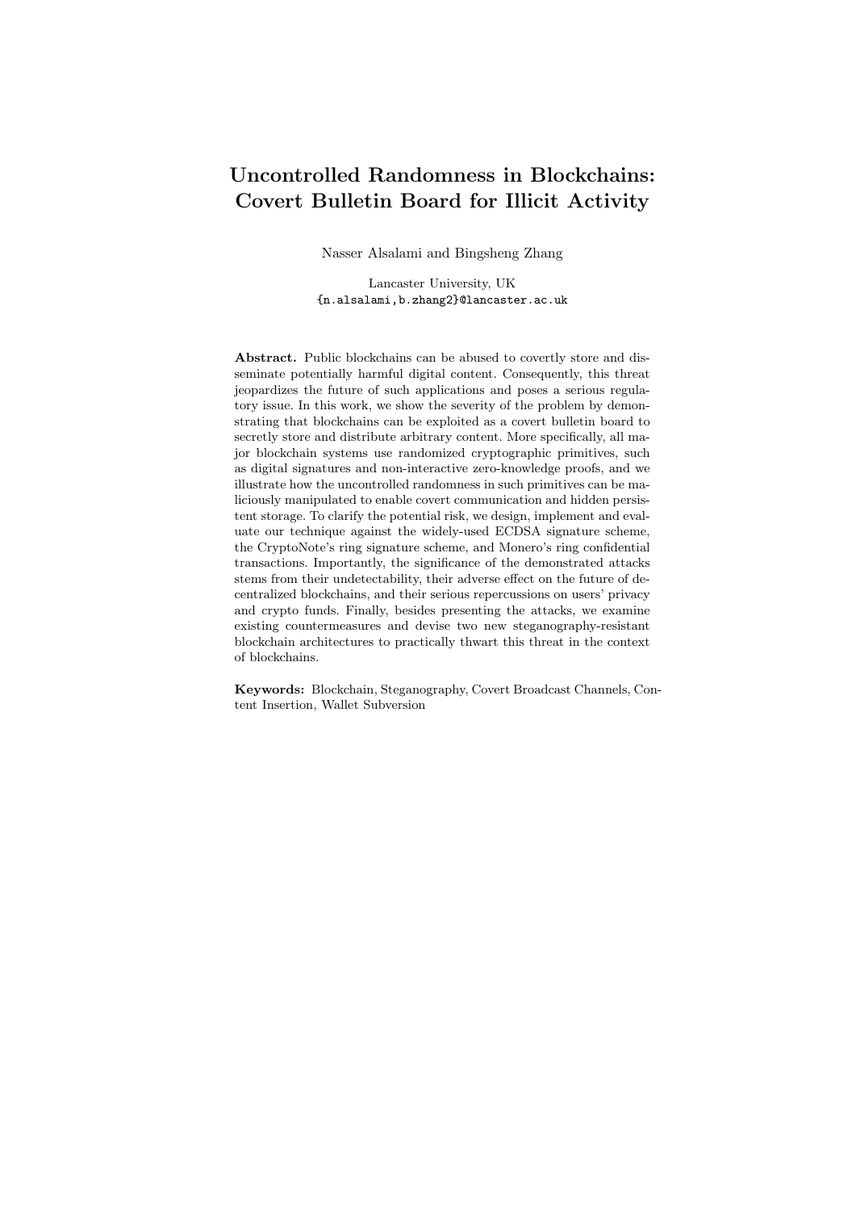# Uncontrolled Randomness in Blockchains: Covert Bulletin Board for Illicit Activity

Nasser Alsalami and Bingsheng Zhang

Lancaster University, UK
{n.alsalami,b.zhang2}@lancaster.ac.uk

**Abstract.** Public blockchains can be abused to covertly store and disseminate potentially harmful digital content. Consequently, this threat jeopardizes the future of such applications and poses a serious regulatory issue. In this work, we show the severity of the problem by demonstrating that blockchains can be exploited as a covert bulletin board to secretly store and distribute arbitrary content. More specifically, all major blockchain systems use randomized cryptographic primitives, such as digital signatures and non-interactive zero-knowledge proofs, and we illustrate how the uncontrolled randomness in such primitives can be maliciously manipulated to enable covert communication and hidden persistent storage. To clarify the potential risk, we design, implement and evaluate our technique against the widely-used ECDSA signature scheme, the CryptoNote's ring signature scheme, and Monero's ring confidential transactions. Importantly, the significance of the demonstrated attacks stems from their undetectability, their adverse effect on the future of decentralized blockchains, and their serious repercussions on users' privacy and crypto funds. Finally, besides presenting the attacks, we examine existing countermeasures and devise two new steganography-resistant blockchain architectures to practically thwart this threat in the context of blockchains.

**Keywords:** Blockchain, Steganography, Covert Broadcast Channels, Content Insertion, Wallet Subversion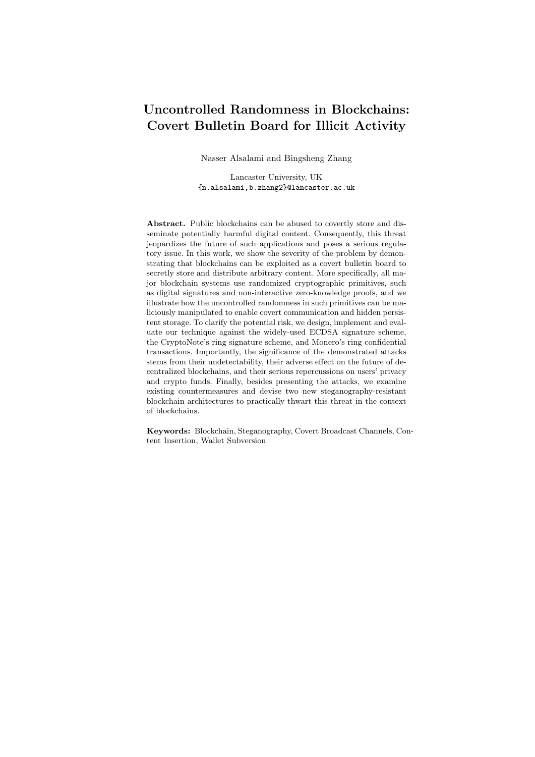# Uncontrolled Randomness in Blockchains: Covert Bulletin Board for Illicit Activity

Nasser Alsalami and Bingsheng Zhang

Lancaster University, UK
{n.alsalami,b.zhang2}@lancaster.ac.uk

**Abstract.** Public blockchains can be abused to covertly store and disseminate potentially harmful digital content. Consequently, this threat jeopardizes the future of such applications and poses a serious regulatory issue. In this work, we show the severity of the problem by demonstrating that blockchains can be exploited as a covert bulletin board to secretly store and distribute arbitrary content. More specifically, all major blockchain systems use randomized cryptographic primitives, such as digital signatures and non-interactive zero-knowledge proofs, and we illustrate how the uncontrolled randomness in such primitives can be maliciously manipulated to enable covert communication and hidden persistent storage. To clarify the potential risk, we design, implement and evaluate our technique against the widely-used ECDSA signature scheme, the CryptoNote's ring signature scheme, and Monero's ring confidential transactions. Importantly, the significance of the demonstrated attacks stems from their undetectability, their adverse effect on the future of decentralized blockchains, and their serious repercussions on users' privacy and crypto funds. Finally, besides presenting the attacks, we examine existing countermeasures and devise two new steganography-resistant blockchain architectures to practically thwart this threat in the context of blockchains.

**Keywords:** Blockchain, Steganography, Covert Broadcast Channels, Content Insertion, Wallet Subversion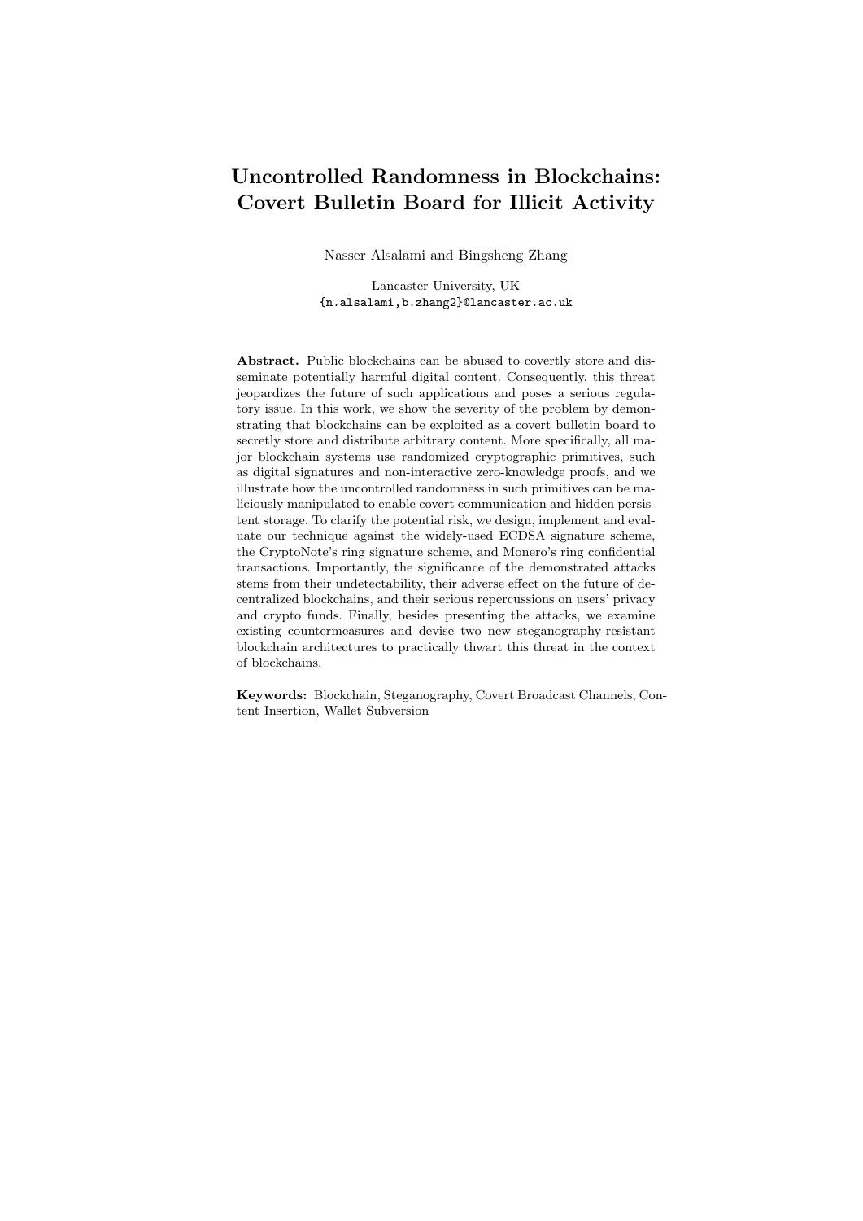# Uncontrolled Randomness in Blockchains: Covert Bulletin Board for Illicit Activity

Nasser Alsalami and Bingsheng Zhang

Lancaster University, UK
{n.alsalami,b.zhang2}@lancaster.ac.uk

**Abstract.** Public blockchains can be abused to covertly store and disseminate potentially harmful digital content. Consequently, this threat jeopardizes the future of such applications and poses a serious regulatory issue. In this work, we show the severity of the problem by demonstrating that blockchains can be exploited as a covert bulletin board to secretly store and distribute arbitrary content. More specifically, all major blockchain systems use randomized cryptographic primitives, such as digital signatures and non-interactive zero-knowledge proofs, and we illustrate how the uncontrolled randomness in such primitives can be maliciously manipulated to enable covert communication and hidden persistent storage. To clarify the potential risk, we design, implement and evaluate our technique against the widely-used ECDSA signature scheme, the CryptoNote's ring signature scheme, and Monero's ring confidential transactions. Importantly, the significance of the demonstrated attacks stems from their undetectability, their adverse effect on the future of decentralized blockchains, and their serious repercussions on users' privacy and crypto funds. Finally, besides presenting the attacks, we examine existing countermeasures and devise two new steganography-resistant blockchain architectures to practically thwart this threat in the context of blockchains.

**Keywords:** Blockchain, Steganography, Covert Broadcast Channels, Content Insertion, Wallet Subversion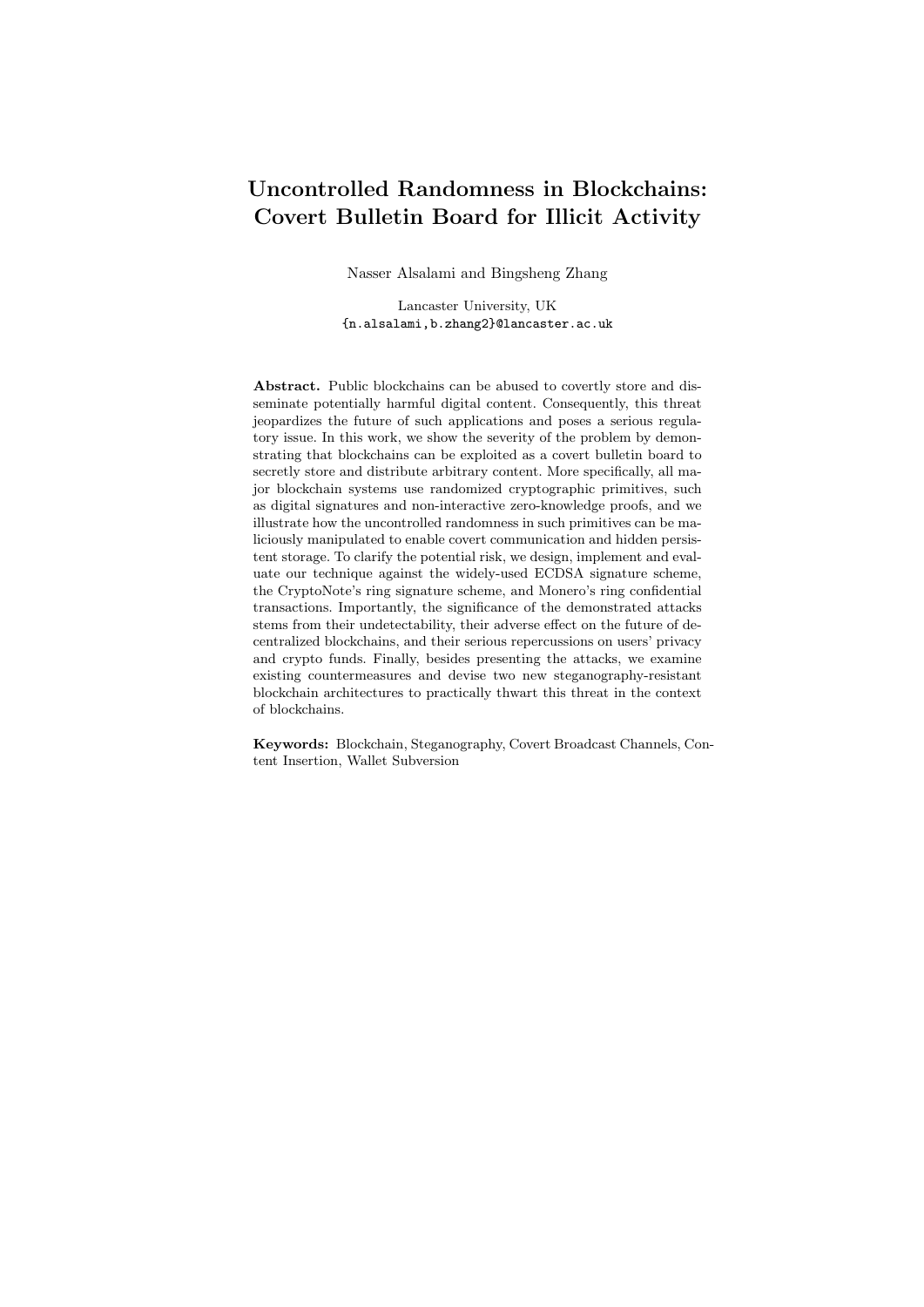# Uncontrolled Randomness in Blockchains: Covert Bulletin Board for Illicit Activity

Nasser Alsalami and Bingsheng Zhang

Lancaster University, UK
{n.alsalami,b.zhang2}@lancaster.ac.uk

**Abstract.** Public blockchains can be abused to covertly store and disseminate potentially harmful digital content. Consequently, this threat jeopardizes the future of such applications and poses a serious regulatory issue. In this work, we show the severity of the problem by demonstrating that blockchains can be exploited as a covert bulletin board to secretly store and distribute arbitrary content. More specifically, all major blockchain systems use randomized cryptographic primitives, such as digital signatures and non-interactive zero-knowledge proofs, and we illustrate how the uncontrolled randomness in such primitives can be maliciously manipulated to enable covert communication and hidden persistent storage. To clarify the potential risk, we design, implement and evaluate our technique against the widely-used ECDSA signature scheme, the CryptoNote's ring signature scheme, and Monero's ring confidential transactions. Importantly, the significance of the demonstrated attacks stems from their undetectability, their adverse effect on the future of decentralized blockchains, and their serious repercussions on users' privacy and crypto funds. Finally, besides presenting the attacks, we examine existing countermeasures and devise two new steganography-resistant blockchain architectures to practically thwart this threat in the context of blockchains.

**Keywords:** Blockchain, Steganography, Covert Broadcast Channels, Content Insertion, Wallet Subversion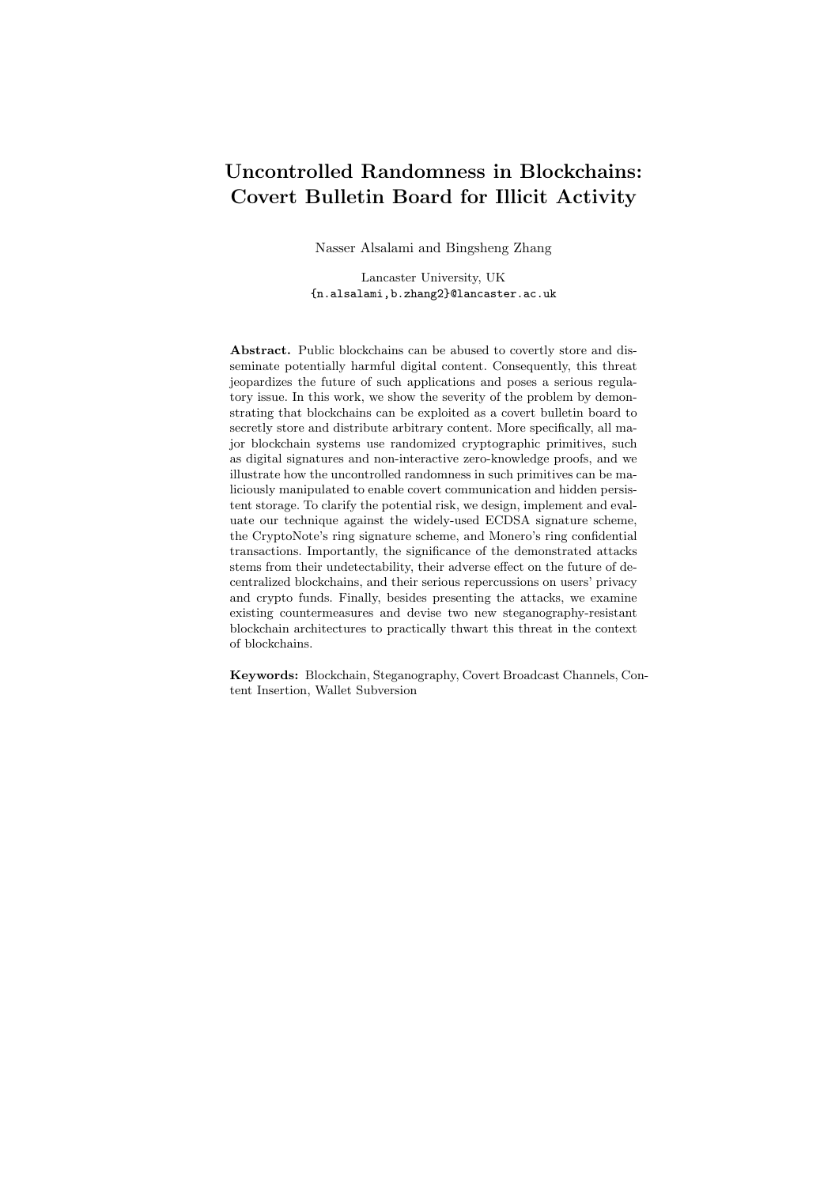# Uncontrolled Randomness in Blockchains: Covert Bulletin Board for Illicit Activity

Nasser Alsalami and Bingsheng Zhang

Lancaster University, UK
{n.alsalami,b.zhang2}@lancaster.ac.uk

**Abstract.** Public blockchains can be abused to covertly store and disseminate potentially harmful digital content. Consequently, this threat jeopardizes the future of such applications and poses a serious regulatory issue. In this work, we show the severity of the problem by demonstrating that blockchains can be exploited as a covert bulletin board to secretly store and distribute arbitrary content. More specifically, all major blockchain systems use randomized cryptographic primitives, such as digital signatures and non-interactive zero-knowledge proofs, and we illustrate how the uncontrolled randomness in such primitives can be maliciously manipulated to enable covert communication and hidden persistent storage. To clarify the potential risk, we design, implement and evaluate our technique against the widely-used ECDSA signature scheme, the CryptoNote's ring signature scheme, and Monero's ring confidential transactions. Importantly, the significance of the demonstrated attacks stems from their undetectability, their adverse effect on the future of decentralized blockchains, and their serious repercussions on users' privacy and crypto funds. Finally, besides presenting the attacks, we examine existing countermeasures and devise two new steganography-resistant blockchain architectures to practically thwart this threat in the context of blockchains.

**Keywords:** Blockchain, Steganography, Covert Broadcast Channels, Content Insertion, Wallet Subversion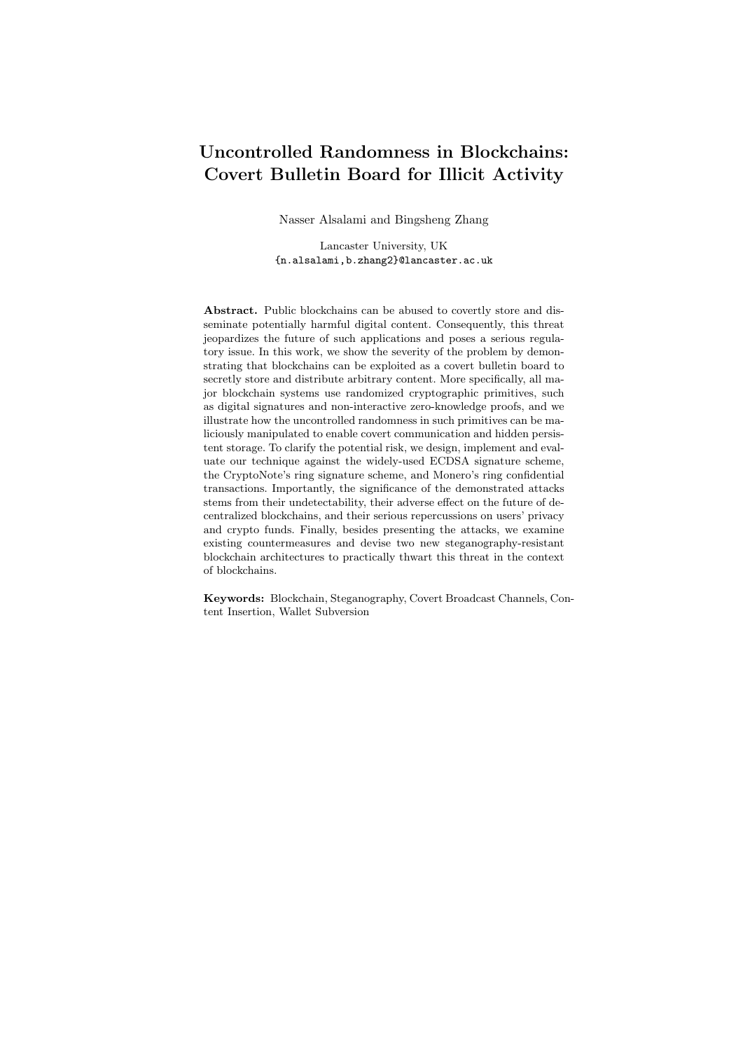# Uncontrolled Randomness in Blockchains: Covert Bulletin Board for Illicit Activity

Nasser Alsalami and Bingsheng Zhang

Lancaster University, UK
{n.alsalami,b.zhang2}@lancaster.ac.uk

**Abstract.** Public blockchains can be abused to covertly store and disseminate potentially harmful digital content. Consequently, this threat jeopardizes the future of such applications and poses a serious regulatory issue. In this work, we show the severity of the problem by demonstrating that blockchains can be exploited as a covert bulletin board to secretly store and distribute arbitrary content. More specifically, all major blockchain systems use randomized cryptographic primitives, such as digital signatures and non-interactive zero-knowledge proofs, and we illustrate how the uncontrolled randomness in such primitives can be maliciously manipulated to enable covert communication and hidden persistent storage. To clarify the potential risk, we design, implement and evaluate our technique against the widely-used ECDSA signature scheme, the CryptoNote's ring signature scheme, and Monero's ring confidential transactions. Importantly, the significance of the demonstrated attacks stems from their undetectability, their adverse effect on the future of decentralized blockchains, and their serious repercussions on users' privacy and crypto funds. Finally, besides presenting the attacks, we examine existing countermeasures and devise two new steganography-resistant blockchain architectures to practically thwart this threat in the context of blockchains.

**Keywords:** Blockchain, Steganography, Covert Broadcast Channels, Content Insertion, Wallet Subversion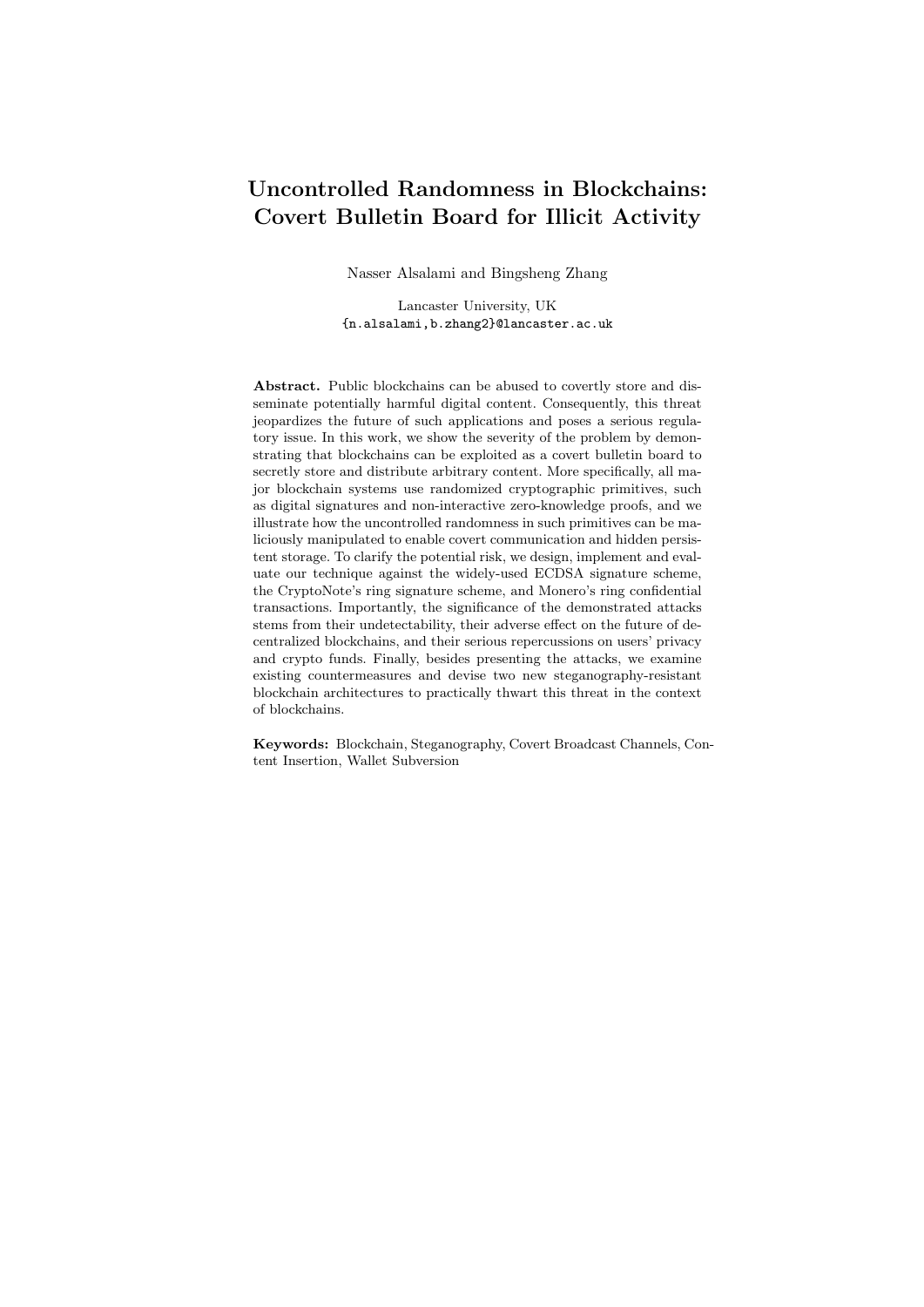# Uncontrolled Randomness in Blockchains: Covert Bulletin Board for Illicit Activity

Nasser Alsalami and Bingsheng Zhang

Lancaster University, UK
{n.alsalami,b.zhang2}@lancaster.ac.uk

**Abstract.** Public blockchains can be abused to covertly store and disseminate potentially harmful digital content. Consequently, this threat jeopardizes the future of such applications and poses a serious regulatory issue. In this work, we show the severity of the problem by demonstrating that blockchains can be exploited as a covert bulletin board to secretly store and distribute arbitrary content. More specifically, all major blockchain systems use randomized cryptographic primitives, such as digital signatures and non-interactive zero-knowledge proofs, and we illustrate how the uncontrolled randomness in such primitives can be maliciously manipulated to enable covert communication and hidden persistent storage. To clarify the potential risk, we design, implement and evaluate our technique against the widely-used ECDSA signature scheme, the CryptoNote's ring signature scheme, and Monero's ring confidential transactions. Importantly, the significance of the demonstrated attacks stems from their undetectability, their adverse effect on the future of decentralized blockchains, and their serious repercussions on users' privacy and crypto funds. Finally, besides presenting the attacks, we examine existing countermeasures and devise two new steganography-resistant blockchain architectures to practically thwart this threat in the context of blockchains.

**Keywords:** Blockchain, Steganography, Covert Broadcast Channels, Content Insertion, Wallet Subversion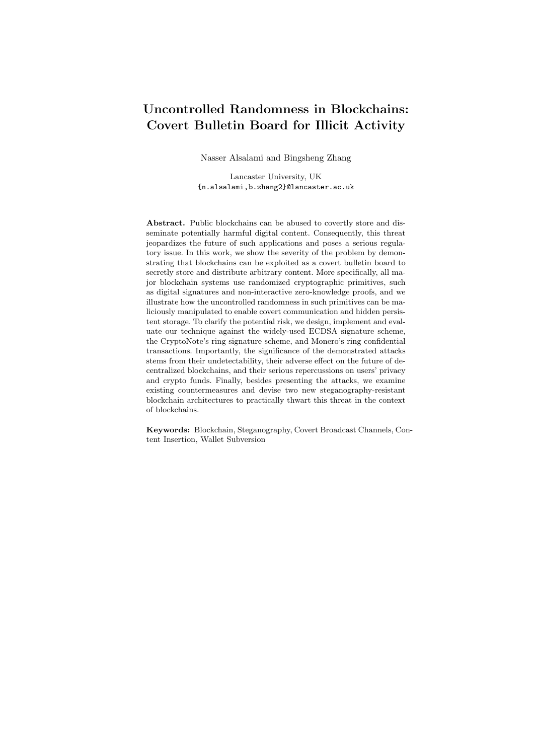# Uncontrolled Randomness in Blockchains: Covert Bulletin Board for Illicit Activity

Nasser Alsalami and Bingsheng Zhang

Lancaster University, UK
{n.alsalami,b.zhang2}@lancaster.ac.uk

**Abstract.** Public blockchains can be abused to covertly store and disseminate potentially harmful digital content. Consequently, this threat jeopardizes the future of such applications and poses a serious regulatory issue. In this work, we show the severity of the problem by demonstrating that blockchains can be exploited as a covert bulletin board to secretly store and distribute arbitrary content. More specifically, all major blockchain systems use randomized cryptographic primitives, such as digital signatures and non-interactive zero-knowledge proofs, and we illustrate how the uncontrolled randomness in such primitives can be maliciously manipulated to enable covert communication and hidden persistent storage. To clarify the potential risk, we design, implement and evaluate our technique against the widely-used ECDSA signature scheme, the CryptoNote's ring signature scheme, and Monero's ring confidential transactions. Importantly, the significance of the demonstrated attacks stems from their undetectability, their adverse effect on the future of decentralized blockchains, and their serious repercussions on users' privacy and crypto funds. Finally, besides presenting the attacks, we examine existing countermeasures and devise two new steganography-resistant blockchain architectures to practically thwart this threat in the context of blockchains.

**Keywords:** Blockchain, Steganography, Covert Broadcast Channels, Content Insertion, Wallet Subversion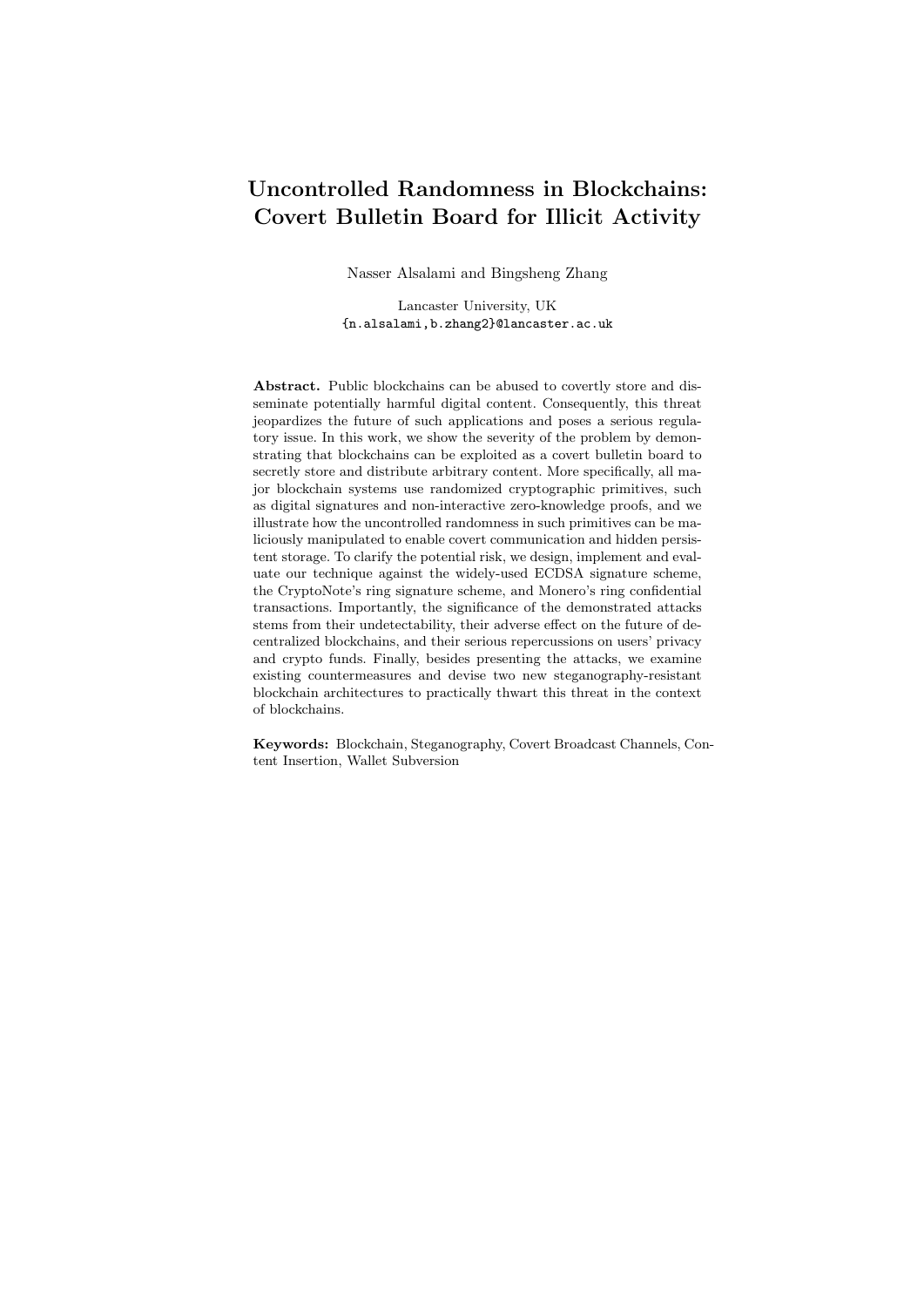# Uncontrolled Randomness in Blockchains: Covert Bulletin Board for Illicit Activity

Nasser Alsalami and Bingsheng Zhang

Lancaster University, UK
`{n.alsalami,b.zhang2}@lancaster.ac.uk`

**Abstract.** Public blockchains can be abused to covertly store and disseminate potentially harmful digital content. Consequently, this threat jeopardizes the future of such applications and poses a serious regulatory issue. In this work, we show the severity of the problem by demonstrating that blockchains can be exploited as a covert bulletin board to secretly store and distribute arbitrary content. More specifically, all major blockchain systems use randomized cryptographic primitives, such as digital signatures and non-interactive zero-knowledge proofs, and we illustrate how the uncontrolled randomness in such primitives can be maliciously manipulated to enable covert communication and hidden persistent storage. To clarify the potential risk, we design, implement and evaluate our technique against the widely-used ECDSA signature scheme, the CryptoNote's ring signature scheme, and Monero's ring confidential transactions. Importantly, the significance of the demonstrated attacks stems from their undetectability, their adverse effect on the future of decentralized blockchains, and their serious repercussions on users' privacy and crypto funds. Finally, besides presenting the attacks, we examine existing countermeasures and devise two new steganography-resistant blockchain architectures to practically thwart this threat in the context of blockchains.

**Keywords:** Blockchain, Steganography, Covert Broadcast Channels, Content Insertion, Wallet Subversion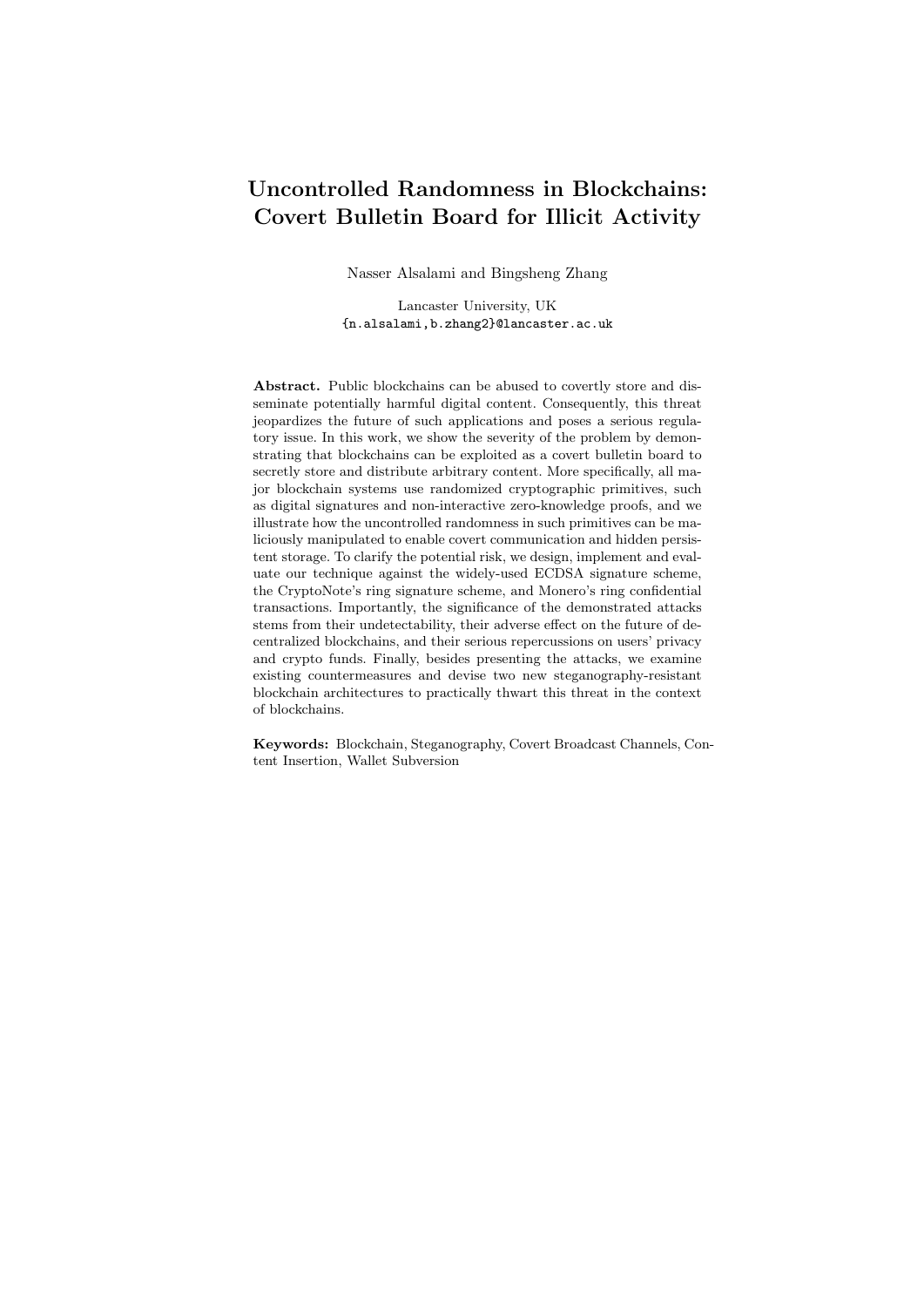# Uncontrolled Randomness in Blockchains: Covert Bulletin Board for Illicit Activity

Nasser Alsalami and Bingsheng Zhang

Lancaster University, UK
{n.alsalami,b.zhang2}@lancaster.ac.uk

**Abstract.** Public blockchains can be abused to covertly store and disseminate potentially harmful digital content. Consequently, this threat jeopardizes the future of such applications and poses a serious regulatory issue. In this work, we show the severity of the problem by demonstrating that blockchains can be exploited as a covert bulletin board to secretly store and distribute arbitrary content. More specifically, all major blockchain systems use randomized cryptographic primitives, such as digital signatures and non-interactive zero-knowledge proofs, and we illustrate how the uncontrolled randomness in such primitives can be maliciously manipulated to enable covert communication and hidden persistent storage. To clarify the potential risk, we design, implement and evaluate our technique against the widely-used ECDSA signature scheme, the CryptoNote's ring signature scheme, and Monero's ring confidential transactions. Importantly, the significance of the demonstrated attacks stems from their undetectability, their adverse effect on the future of decentralized blockchains, and their serious repercussions on users' privacy and crypto funds. Finally, besides presenting the attacks, we examine existing countermeasures and devise two new steganography-resistant blockchain architectures to practically thwart this threat in the context of blockchains.

**Keywords:** Blockchain, Steganography, Covert Broadcast Channels, Content Insertion, Wallet Subversion